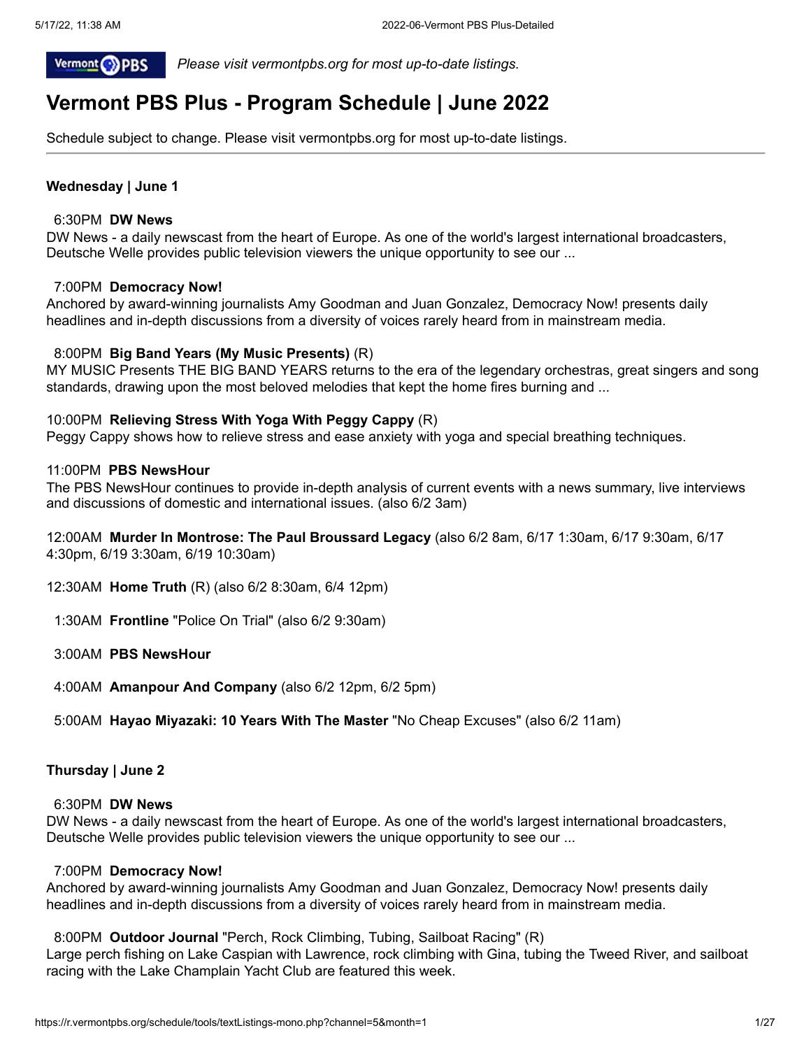*Please visit vermontpbs.org for most up-to-date listings.*

# Vermont PBS Plus - Program Schedule | June 2022

Schedule subject to change. Please visit vermontpbs.org for most up-to-date listings.

---

**Wednesday | June 1**

6:30PM **DW News**
DW News - a daily newscast from the heart of Europe. As one of the world's largest international broadcasters, Deutsche Welle provides public television viewers the unique opportunity to see our ...

7:00PM **Democracy Now!**
Anchored by award-winning journalists Amy Goodman and Juan Gonzalez, Democracy Now! presents daily headlines and in-depth discussions from a diversity of voices rarely heard from in mainstream media.

8:00PM **Big Band Years (My Music Presents)** (R)
MY MUSIC Presents THE BIG BAND YEARS returns to the era of the legendary orchestras, great singers and song standards, drawing upon the most beloved melodies that kept the home fires burning and ...

10:00PM **Relieving Stress With Yoga With Peggy Cappy** (R)
Peggy Cappy shows how to relieve stress and ease anxiety with yoga and special breathing techniques.

11:00PM **PBS NewsHour**
The PBS NewsHour continues to provide in-depth analysis of current events with a news summary, live interviews and discussions of domestic and international issues. (also 6/2 3am)

12:00AM **Murder In Montrose: The Paul Broussard Legacy** (also 6/2 8am, 6/17 1:30am, 6/17 9:30am, 6/17 4:30pm, 6/19 3:30am, 6/19 10:30am)

12:30AM **Home Truth** (R) (also 6/2 8:30am, 6/4 12pm)

1:30AM **Frontline** "Police On Trial" (also 6/2 9:30am)

3:00AM **PBS NewsHour**

4:00AM **Amanpour And Company** (also 6/2 12pm, 6/2 5pm)

5:00AM **Hayao Miyazaki: 10 Years With The Master** "No Cheap Excuses" (also 6/2 11am)

**Thursday | June 2**

6:30PM **DW News**
DW News - a daily newscast from the heart of Europe. As one of the world's largest international broadcasters, Deutsche Welle provides public television viewers the unique opportunity to see our ...

7:00PM **Democracy Now!**
Anchored by award-winning journalists Amy Goodman and Juan Gonzalez, Democracy Now! presents daily headlines and in-depth discussions from a diversity of voices rarely heard from in mainstream media.

8:00PM **Outdoor Journal** "Perch, Rock Climbing, Tubing, Sailboat Racing" (R)
Large perch fishing on Lake Caspian with Lawrence, rock climbing with Gina, tubing the Tweed River, and sailboat racing with the Lake Champlain Yacht Club are featured this week.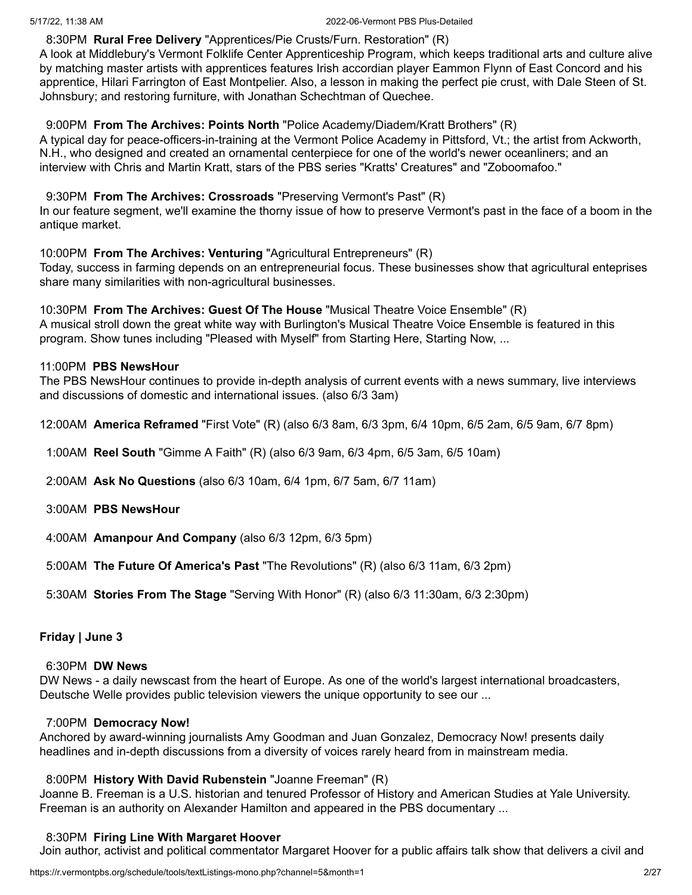8:30PM **Rural Free Delivery** "Apprentices/Pie Crusts/Furn. Restoration" (R)
A look at Middlebury's Vermont Folklife Center Apprenticeship Program, which keeps traditional arts and culture alive by matching master artists with apprentices features Irish accordian player Eammon Flynn of East Concord and his apprentice, Hilari Farrington of East Montpelier. Also, a lesson in making the perfect pie crust, with Dale Steen of St. Johnsbury; and restoring furniture, with Jonathan Schechtman of Quechee.

9:00PM **From The Archives: Points North** "Police Academy/Diadem/Kratt Brothers" (R)
A typical day for peace-officers-in-training at the Vermont Police Academy in Pittsford, Vt.; the artist from Ackworth, N.H., who designed and created an ornamental centerpiece for one of the world's newer oceanliners; and an interview with Chris and Martin Kratt, stars of the PBS series "Kratts' Creatures" and "Zoboomafoo."

9:30PM **From The Archives: Crossroads** "Preserving Vermont's Past" (R)
In our feature segment, we'll examine the thorny issue of how to preserve Vermont's past in the face of a boom in the antique market.

10:00PM **From The Archives: Venturing** "Agricultural Entrepreneurs" (R)
Today, success in farming depends on an entrepreneurial focus. These businesses show that agricultural enteprises share many similarities with non-agricultural businesses.

10:30PM **From The Archives: Guest Of The House** "Musical Theatre Voice Ensemble" (R)
A musical stroll down the great white way with Burlington's Musical Theatre Voice Ensemble is featured in this program. Show tunes including "Pleased with Myself" from Starting Here, Starting Now, ...

11:00PM **PBS NewsHour**
The PBS NewsHour continues to provide in-depth analysis of current events with a news summary, live interviews and discussions of domestic and international issues. (also 6/3 3am)

12:00AM **America Reframed** "First Vote" (R) (also 6/3 8am, 6/3 3pm, 6/4 10pm, 6/5 2am, 6/5 9am, 6/7 8pm)

1:00AM **Reel South** "Gimme A Faith" (R) (also 6/3 9am, 6/3 4pm, 6/5 3am, 6/5 10am)

2:00AM **Ask No Questions** (also 6/3 10am, 6/4 1pm, 6/7 5am, 6/7 11am)

3:00AM **PBS NewsHour**

4:00AM **Amanpour And Company** (also 6/3 12pm, 6/3 5pm)

5:00AM **The Future Of America's Past** "The Revolutions" (R) (also 6/3 11am, 6/3 2pm)

5:30AM **Stories From The Stage** "Serving With Honor" (R) (also 6/3 11:30am, 6/3 2:30pm)

## Friday | June 3

6:30PM **DW News**
DW News - a daily newscast from the heart of Europe. As one of the world's largest international broadcasters, Deutsche Welle provides public television viewers the unique opportunity to see our ...

7:00PM **Democracy Now!**
Anchored by award-winning journalists Amy Goodman and Juan Gonzalez, Democracy Now! presents daily headlines and in-depth discussions from a diversity of voices rarely heard from in mainstream media.

8:00PM **History With David Rubenstein** "Joanne Freeman" (R)
Joanne B. Freeman is a U.S. historian and tenured Professor of History and American Studies at Yale University. Freeman is an authority on Alexander Hamilton and appeared in the PBS documentary ...

8:30PM **Firing Line With Margaret Hoover**
Join author, activist and political commentator Margaret Hoover for a public affairs talk show that delivers a civil and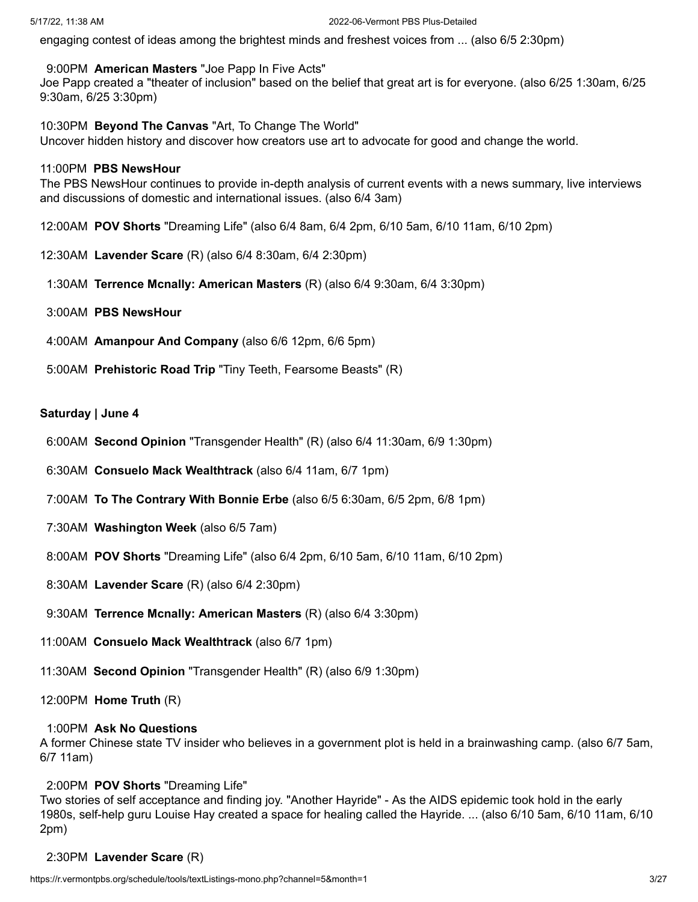engaging contest of ideas among the brightest minds and freshest voices from ... (also 6/5 2:30pm)

9:00PM **American Masters** "Joe Papp In Five Acts"
Joe Papp created a "theater of inclusion" based on the belief that great art is for everyone. (also 6/25 1:30am, 6/25 9:30am, 6/25 3:30pm)

10:30PM **Beyond The Canvas** "Art, To Change The World"
Uncover hidden history and discover how creators use art to advocate for good and change the world.

11:00PM **PBS NewsHour**
The PBS NewsHour continues to provide in-depth analysis of current events with a news summary, live interviews and discussions of domestic and international issues. (also 6/4 3am)

12:00AM **POV Shorts** "Dreaming Life" (also 6/4 8am, 6/4 2pm, 6/10 5am, 6/10 11am, 6/10 2pm)

12:30AM **Lavender Scare** (R) (also 6/4 8:30am, 6/4 2:30pm)

1:30AM **Terrence Mcnally: American Masters** (R) (also 6/4 9:30am, 6/4 3:30pm)

3:00AM **PBS NewsHour**

4:00AM **Amanpour And Company** (also 6/6 12pm, 6/6 5pm)

5:00AM **Prehistoric Road Trip** "Tiny Teeth, Fearsome Beasts" (R)

**Saturday | June 4**

6:00AM **Second Opinion** "Transgender Health" (R) (also 6/4 11:30am, 6/9 1:30pm)

6:30AM **Consuelo Mack Wealthtrack** (also 6/4 11am, 6/7 1pm)

7:00AM **To The Contrary With Bonnie Erbe** (also 6/5 6:30am, 6/5 2pm, 6/8 1pm)

7:30AM **Washington Week** (also 6/5 7am)

8:00AM **POV Shorts** "Dreaming Life" (also 6/4 2pm, 6/10 5am, 6/10 11am, 6/10 2pm)

8:30AM **Lavender Scare** (R) (also 6/4 2:30pm)

9:30AM **Terrence Mcnally: American Masters** (R) (also 6/4 3:30pm)

11:00AM **Consuelo Mack Wealthtrack** (also 6/7 1pm)

11:30AM **Second Opinion** "Transgender Health" (R) (also 6/9 1:30pm)

12:00PM **Home Truth** (R)

1:00PM **Ask No Questions**
A former Chinese state TV insider who believes in a government plot is held in a brainwashing camp. (also 6/7 5am, 6/7 11am)

2:00PM **POV Shorts** "Dreaming Life"
Two stories of self acceptance and finding joy. "Another Hayride" - As the AIDS epidemic took hold in the early 1980s, self-help guru Louise Hay created a space for healing called the Hayride. ... (also 6/10 5am, 6/10 11am, 6/10 2pm)

2:30PM **Lavender Scare** (R)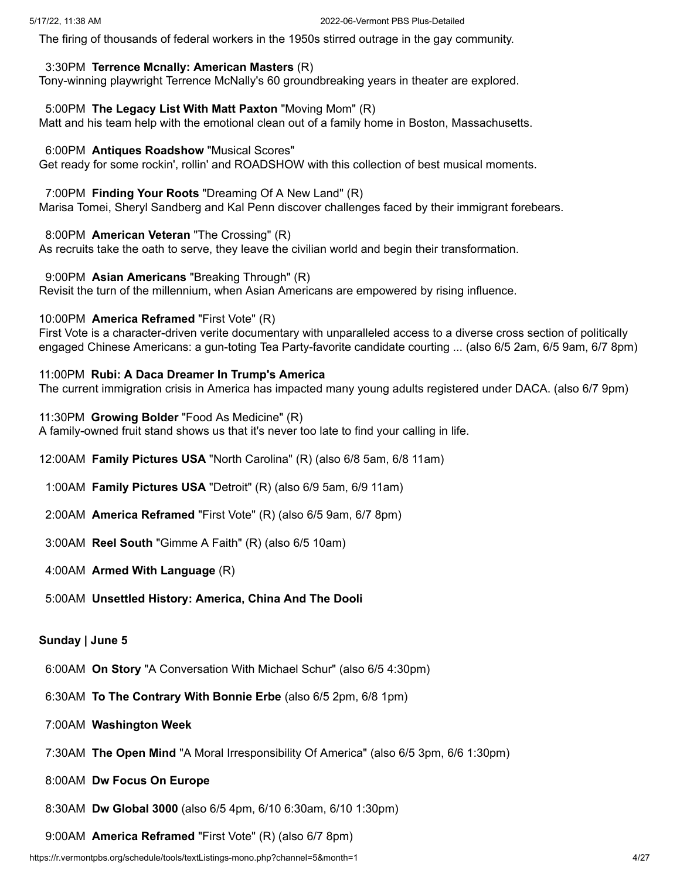The firing of thousands of federal workers in the 1950s stirred outrage in the gay community.

3:30PM **Terrence Mcnally: American Masters** (R)
Tony-winning playwright Terrence McNally's 60 groundbreaking years in theater are explored.

5:00PM **The Legacy List With Matt Paxton** "Moving Mom" (R)
Matt and his team help with the emotional clean out of a family home in Boston, Massachusetts.

6:00PM **Antiques Roadshow** "Musical Scores"
Get ready for some rockin', rollin' and ROADSHOW with this collection of best musical moments.

7:00PM **Finding Your Roots** "Dreaming Of A New Land" (R)
Marisa Tomei, Sheryl Sandberg and Kal Penn discover challenges faced by their immigrant forebears.

8:00PM **American Veteran** "The Crossing" (R)
As recruits take the oath to serve, they leave the civilian world and begin their transformation.

9:00PM **Asian Americans** "Breaking Through" (R)
Revisit the turn of the millennium, when Asian Americans are empowered by rising influence.

10:00PM **America Reframed** "First Vote" (R)
First Vote is a character-driven verite documentary with unparalleled access to a diverse cross section of politically engaged Chinese Americans: a gun-toting Tea Party-favorite candidate courting ... (also 6/5 2am, 6/5 9am, 6/7 8pm)

11:00PM **Rubi: A Daca Dreamer In Trump's America**
The current immigration crisis in America has impacted many young adults registered under DACA. (also 6/7 9pm)

11:30PM **Growing Bolder** "Food As Medicine" (R)
A family-owned fruit stand shows us that it's never too late to find your calling in life.

12:00AM **Family Pictures USA** "North Carolina" (R) (also 6/8 5am, 6/8 11am)

1:00AM **Family Pictures USA** "Detroit" (R) (also 6/9 5am, 6/9 11am)

2:00AM **America Reframed** "First Vote" (R) (also 6/5 9am, 6/7 8pm)

3:00AM **Reel South** "Gimme A Faith" (R) (also 6/5 10am)

4:00AM **Armed With Language** (R)

5:00AM **Unsettled History: America, China And The Dooli**

**Sunday | June 5**

6:00AM **On Story** "A Conversation With Michael Schur" (also 6/5 4:30pm)

6:30AM **To The Contrary With Bonnie Erbe** (also 6/5 2pm, 6/8 1pm)

7:00AM **Washington Week**

7:30AM **The Open Mind** "A Moral Irresponsibility Of America" (also 6/5 3pm, 6/6 1:30pm)

8:00AM **Dw Focus On Europe**

8:30AM **Dw Global 3000** (also 6/5 4pm, 6/10 6:30am, 6/10 1:30pm)

9:00AM **America Reframed** "First Vote" (R) (also 6/7 8pm)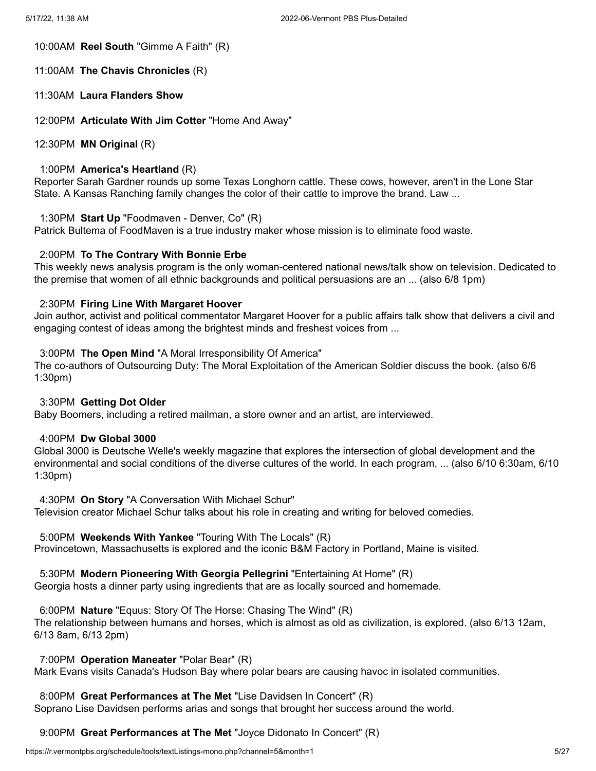10:00AM **Reel South** "Gimme A Faith" (R)

11:00AM **The Chavis Chronicles** (R)

11:30AM **Laura Flanders Show**

12:00PM **Articulate With Jim Cotter** "Home And Away"

12:30PM **MN Original** (R)

1:00PM **America's Heartland** (R)
Reporter Sarah Gardner rounds up some Texas Longhorn cattle. These cows, however, aren't in the Lone Star State. A Kansas Ranching family changes the color of their cattle to improve the brand. Law ...

1:30PM **Start Up** "Foodmaven - Denver, Co" (R)
Patrick Bultema of FoodMaven is a true industry maker whose mission is to eliminate food waste.

2:00PM **To The Contrary With Bonnie Erbe**
This weekly news analysis program is the only woman-centered national news/talk show on television. Dedicated to the premise that women of all ethnic backgrounds and political persuasions are an ... (also 6/8 1pm)

2:30PM **Firing Line With Margaret Hoover**
Join author, activist and political commentator Margaret Hoover for a public affairs talk show that delivers a civil and engaging contest of ideas among the brightest minds and freshest voices from ...

3:00PM **The Open Mind** "A Moral Irresponsibility Of America"
The co-authors of Outsourcing Duty: The Moral Exploitation of the American Soldier discuss the book. (also 6/6 1:30pm)

3:30PM **Getting Dot Older**
Baby Boomers, including a retired mailman, a store owner and an artist, are interviewed.

4:00PM **Dw Global 3000**
Global 3000 is Deutsche Welle's weekly magazine that explores the intersection of global development and the environmental and social conditions of the diverse cultures of the world. In each program, ... (also 6/10 6:30am, 6/10 1:30pm)

4:30PM **On Story** "A Conversation With Michael Schur"
Television creator Michael Schur talks about his role in creating and writing for beloved comedies.

5:00PM **Weekends With Yankee** "Touring With The Locals" (R)
Provincetown, Massachusetts is explored and the iconic B&M Factory in Portland, Maine is visited.

5:30PM **Modern Pioneering With Georgia Pellegrini** "Entertaining At Home" (R)
Georgia hosts a dinner party using ingredients that are as locally sourced and homemade.

6:00PM **Nature** "Equus: Story Of The Horse: Chasing The Wind" (R)
The relationship between humans and horses, which is almost as old as civilization, is explored. (also 6/13 12am, 6/13 8am, 6/13 2pm)

7:00PM **Operation Maneater** "Polar Bear" (R)
Mark Evans visits Canada's Hudson Bay where polar bears are causing havoc in isolated communities.

8:00PM **Great Performances at The Met** "Lise Davidsen In Concert" (R)
Soprano Lise Davidsen performs arias and songs that brought her success around the world.

9:00PM **Great Performances at The Met** "Joyce Didonato In Concert" (R)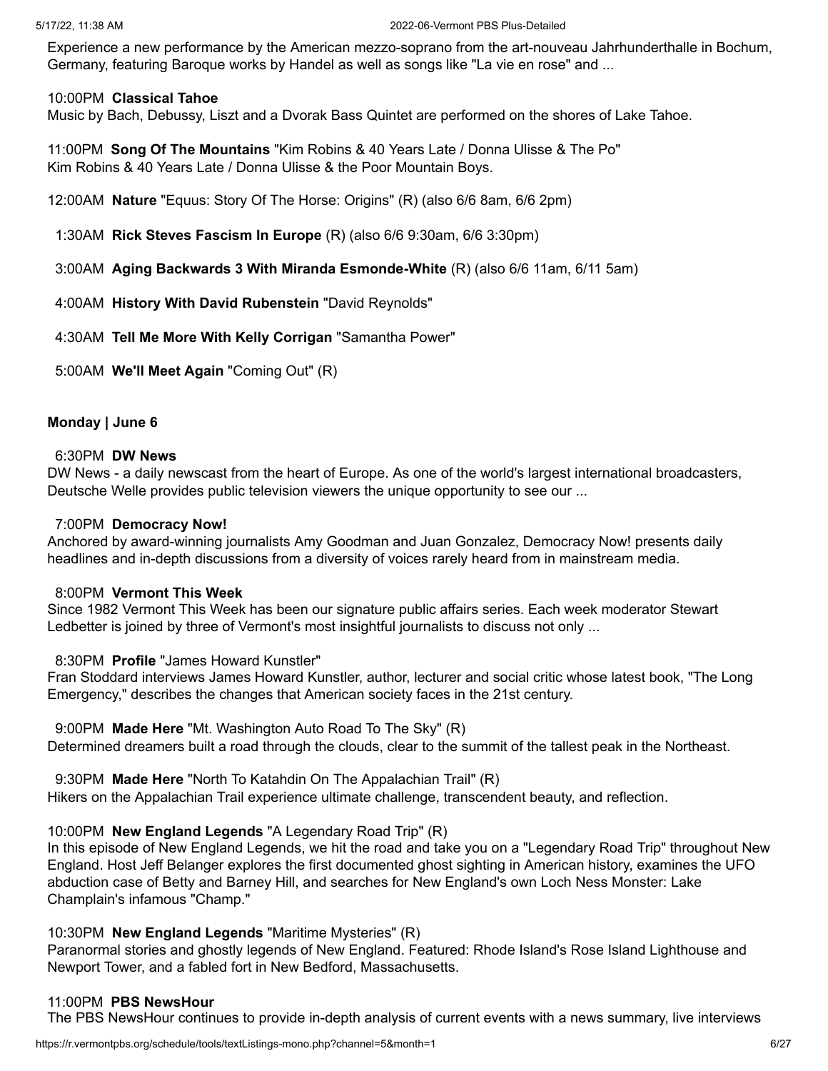Experience a new performance by the American mezzo-soprano from the art-nouveau Jahrhunderthalle in Bochum, Germany, featuring Baroque works by Handel as well as songs like "La vie en rose" and ...

10:00PM **Classical Tahoe**
Music by Bach, Debussy, Liszt and a Dvorak Bass Quintet are performed on the shores of Lake Tahoe.

11:00PM **Song Of The Mountains** "Kim Robins & 40 Years Late / Donna Ulisse & The Po"
Kim Robins & 40 Years Late / Donna Ulisse & the Poor Mountain Boys.

12:00AM **Nature** "Equus: Story Of The Horse: Origins" (R) (also 6/6 8am, 6/6 2pm)

1:30AM **Rick Steves Fascism In Europe** (R) (also 6/6 9:30am, 6/6 3:30pm)

3:00AM **Aging Backwards 3 With Miranda Esmonde-White** (R) (also 6/6 11am, 6/11 5am)

4:00AM **History With David Rubenstein** "David Reynolds"

4:30AM **Tell Me More With Kelly Corrigan** "Samantha Power"

5:00AM **We'll Meet Again** "Coming Out" (R)

**Monday | June 6**

6:30PM **DW News**
DW News - a daily newscast from the heart of Europe. As one of the world's largest international broadcasters, Deutsche Welle provides public television viewers the unique opportunity to see our ...

7:00PM **Democracy Now!**
Anchored by award-winning journalists Amy Goodman and Juan Gonzalez, Democracy Now! presents daily headlines and in-depth discussions from a diversity of voices rarely heard from in mainstream media.

8:00PM **Vermont This Week**
Since 1982 Vermont This Week has been our signature public affairs series. Each week moderator Stewart Ledbetter is joined by three of Vermont's most insightful journalists to discuss not only ...

8:30PM **Profile** "James Howard Kunstler"
Fran Stoddard interviews James Howard Kunstler, author, lecturer and social critic whose latest book, "The Long Emergency," describes the changes that American society faces in the 21st century.

9:00PM **Made Here** "Mt. Washington Auto Road To The Sky" (R)
Determined dreamers built a road through the clouds, clear to the summit of the tallest peak in the Northeast.

9:30PM **Made Here** "North To Katahdin On The Appalachian Trail" (R)
Hikers on the Appalachian Trail experience ultimate challenge, transcendent beauty, and reflection.

10:00PM **New England Legends** "A Legendary Road Trip" (R)
In this episode of New England Legends, we hit the road and take you on a "Legendary Road Trip" throughout New England. Host Jeff Belanger explores the first documented ghost sighting in American history, examines the UFO abduction case of Betty and Barney Hill, and searches for New England's own Loch Ness Monster: Lake Champlain's infamous "Champ."

10:30PM **New England Legends** "Maritime Mysteries" (R)
Paranormal stories and ghostly legends of New England. Featured: Rhode Island's Rose Island Lighthouse and Newport Tower, and a fabled fort in New Bedford, Massachusetts.

11:00PM **PBS NewsHour**
The PBS NewsHour continues to provide in-depth analysis of current events with a news summary, live interviews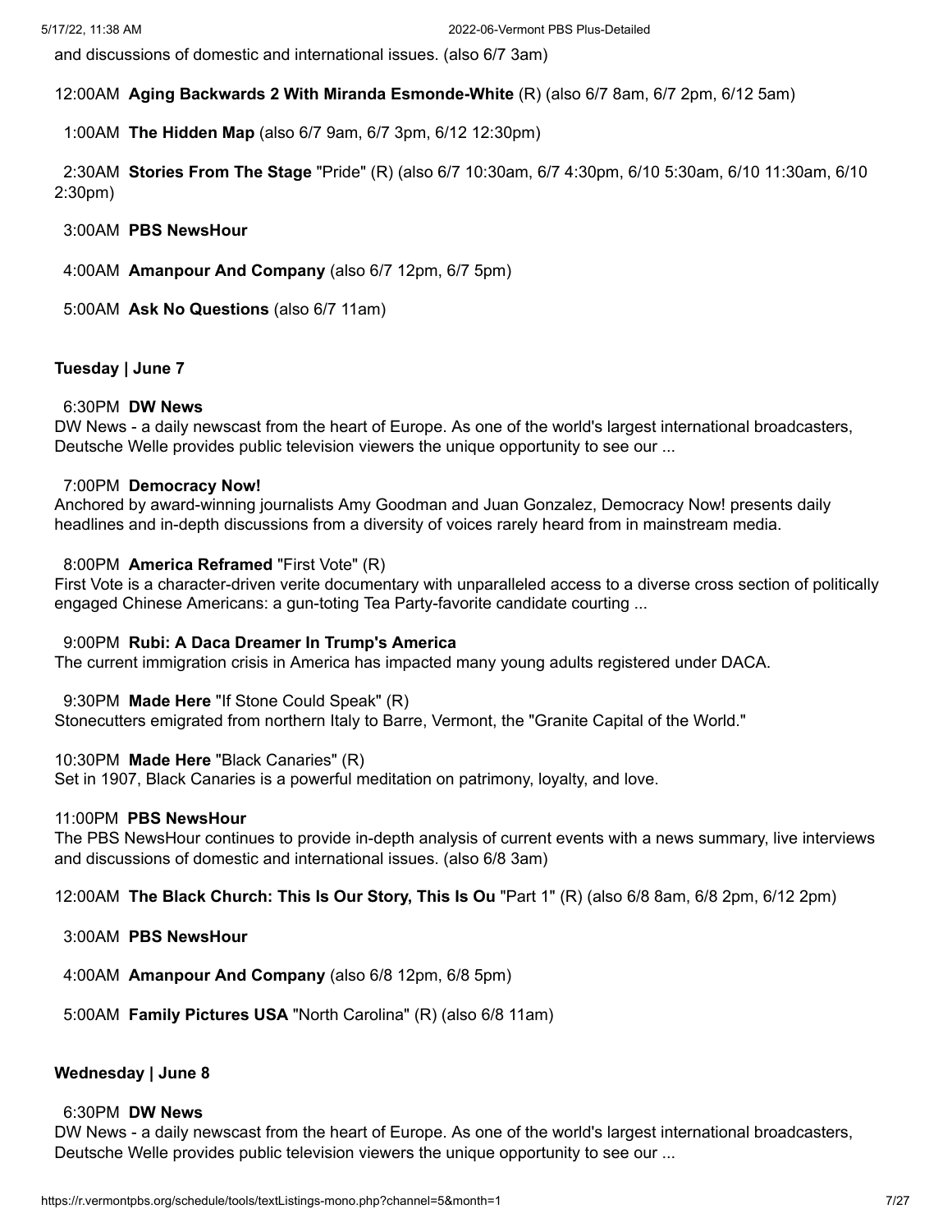and discussions of domestic and international issues. (also 6/7 3am)

12:00AM **Aging Backwards 2 With Miranda Esmonde-White** (R) (also 6/7 8am, 6/7 2pm, 6/12 5am)

1:00AM **The Hidden Map** (also 6/7 9am, 6/7 3pm, 6/12 12:30pm)

2:30AM **Stories From The Stage** "Pride" (R) (also 6/7 10:30am, 6/7 4:30pm, 6/10 5:30am, 6/10 11:30am, 6/10 2:30pm)

3:00AM **PBS NewsHour**

4:00AM **Amanpour And Company** (also 6/7 12pm, 6/7 5pm)

5:00AM **Ask No Questions** (also 6/7 11am)

**Tuesday | June 7**

6:30PM **DW News**
DW News - a daily newscast from the heart of Europe. As one of the world's largest international broadcasters, Deutsche Welle provides public television viewers the unique opportunity to see our ...

7:00PM **Democracy Now!**
Anchored by award-winning journalists Amy Goodman and Juan Gonzalez, Democracy Now! presents daily headlines and in-depth discussions from a diversity of voices rarely heard from in mainstream media.

8:00PM **America Reframed** "First Vote" (R)
First Vote is a character-driven verite documentary with unparalleled access to a diverse cross section of politically engaged Chinese Americans: a gun-toting Tea Party-favorite candidate courting ...

9:00PM **Rubi: A Daca Dreamer In Trump's America**
The current immigration crisis in America has impacted many young adults registered under DACA.

9:30PM **Made Here** "If Stone Could Speak" (R)
Stonecutters emigrated from northern Italy to Barre, Vermont, the "Granite Capital of the World."

10:30PM **Made Here** "Black Canaries" (R)
Set in 1907, Black Canaries is a powerful meditation on patrimony, loyalty, and love.

11:00PM **PBS NewsHour**
The PBS NewsHour continues to provide in-depth analysis of current events with a news summary, live interviews and discussions of domestic and international issues. (also 6/8 3am)

12:00AM **The Black Church: This Is Our Story, This Is Ou** "Part 1" (R) (also 6/8 8am, 6/8 2pm, 6/12 2pm)

3:00AM **PBS NewsHour**

4:00AM **Amanpour And Company** (also 6/8 12pm, 6/8 5pm)

5:00AM **Family Pictures USA** "North Carolina" (R) (also 6/8 11am)

**Wednesday | June 8**

6:30PM **DW News**
DW News - a daily newscast from the heart of Europe. As one of the world's largest international broadcasters, Deutsche Welle provides public television viewers the unique opportunity to see our ...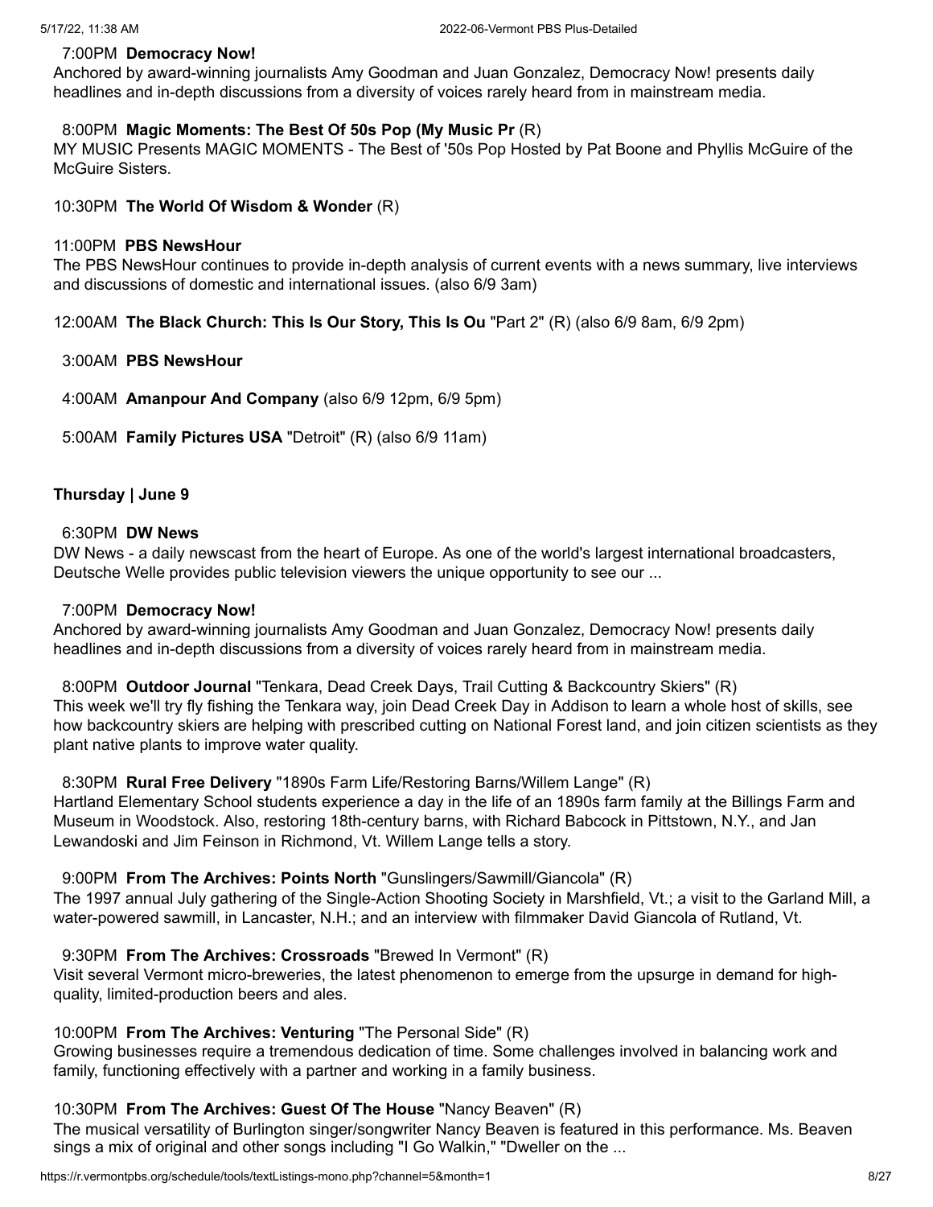7:00PM **Democracy Now!**
Anchored by award-winning journalists Amy Goodman and Juan Gonzalez, Democracy Now! presents daily headlines and in-depth discussions from a diversity of voices rarely heard from in mainstream media.

8:00PM **Magic Moments: The Best Of 50s Pop (My Music Pr** (R)
MY MUSIC Presents MAGIC MOMENTS - The Best of '50s Pop Hosted by Pat Boone and Phyllis McGuire of the McGuire Sisters.

10:30PM **The World Of Wisdom & Wonder** (R)

11:00PM **PBS NewsHour**
The PBS NewsHour continues to provide in-depth analysis of current events with a news summary, live interviews and discussions of domestic and international issues. (also 6/9 3am)

12:00AM **The Black Church: This Is Our Story, This Is Ou** "Part 2" (R) (also 6/9 8am, 6/9 2pm)

3:00AM **PBS NewsHour**

4:00AM **Amanpour And Company** (also 6/9 12pm, 6/9 5pm)

5:00AM **Family Pictures USA** "Detroit" (R) (also 6/9 11am)

**Thursday | June 9**

6:30PM **DW News**
DW News - a daily newscast from the heart of Europe. As one of the world's largest international broadcasters, Deutsche Welle provides public television viewers the unique opportunity to see our ...

7:00PM **Democracy Now!**
Anchored by award-winning journalists Amy Goodman and Juan Gonzalez, Democracy Now! presents daily headlines and in-depth discussions from a diversity of voices rarely heard from in mainstream media.

8:00PM **Outdoor Journal** "Tenkara, Dead Creek Days, Trail Cutting & Backcountry Skiers" (R)
This week we'll try fly fishing the Tenkara way, join Dead Creek Day in Addison to learn a whole host of skills, see how backcountry skiers are helping with prescribed cutting on National Forest land, and join citizen scientists as they plant native plants to improve water quality.

8:30PM **Rural Free Delivery** "1890s Farm Life/Restoring Barns/Willem Lange" (R)
Hartland Elementary School students experience a day in the life of an 1890s farm family at the Billings Farm and Museum in Woodstock. Also, restoring 18th-century barns, with Richard Babcock in Pittstown, N.Y., and Jan Lewandoski and Jim Feinson in Richmond, Vt. Willem Lange tells a story.

9:00PM **From The Archives: Points North** "Gunslingers/Sawmill/Giancola" (R)
The 1997 annual July gathering of the Single-Action Shooting Society in Marshfield, Vt.; a visit to the Garland Mill, a water-powered sawmill, in Lancaster, N.H.; and an interview with filmmaker David Giancola of Rutland, Vt.

9:30PM **From The Archives: Crossroads** "Brewed In Vermont" (R)
Visit several Vermont micro-breweries, the latest phenomenon to emerge from the upsurge in demand for high-quality, limited-production beers and ales.

10:00PM **From The Archives: Venturing** "The Personal Side" (R)
Growing businesses require a tremendous dedication of time. Some challenges involved in balancing work and family, functioning effectively with a partner and working in a family business.

10:30PM **From The Archives: Guest Of The House** "Nancy Beaven" (R)
The musical versatility of Burlington singer/songwriter Nancy Beaven is featured in this performance. Ms. Beaven sings a mix of original and other songs including "I Go Walkin," "Dweller on the ...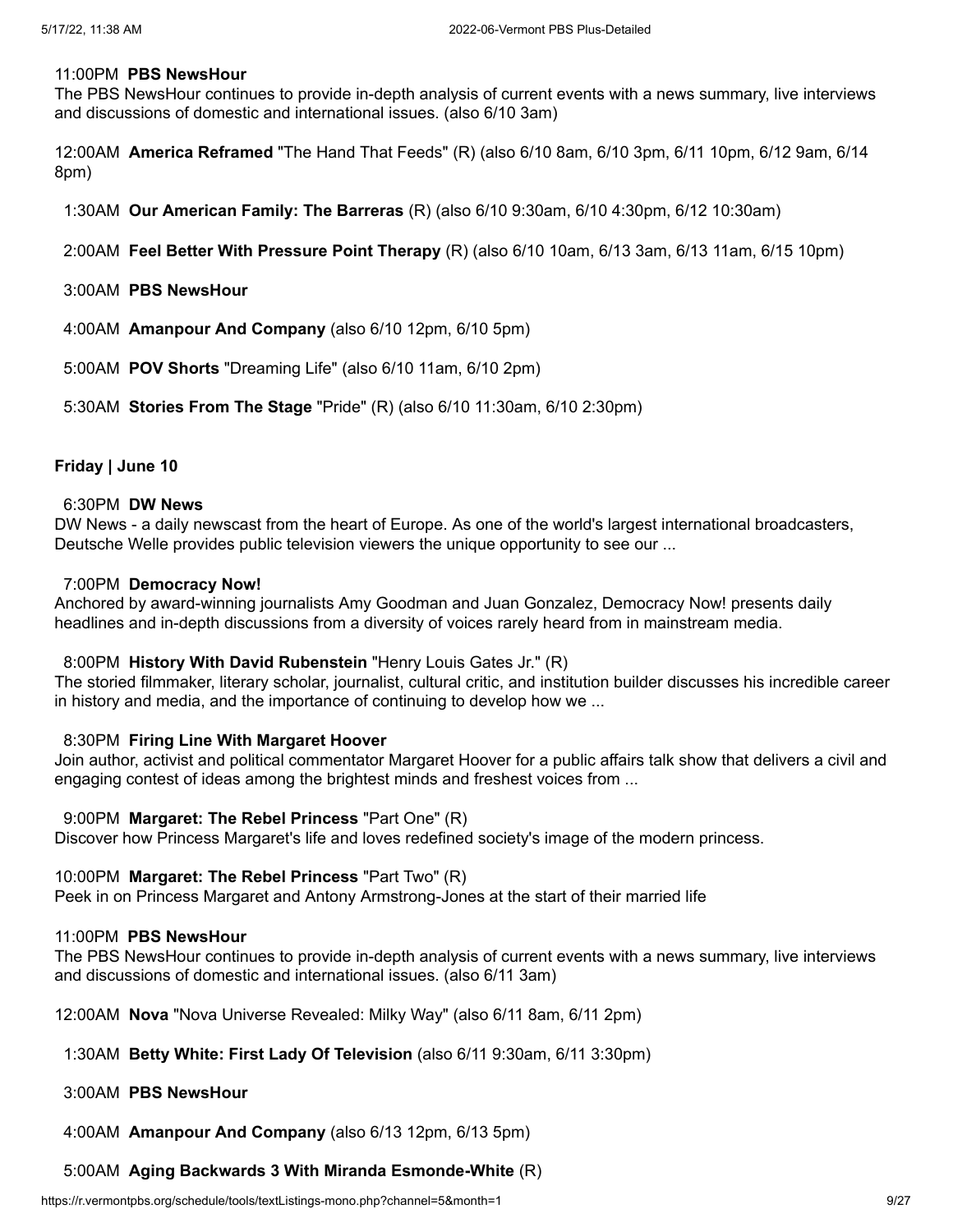11:00PM **PBS NewsHour**
The PBS NewsHour continues to provide in-depth analysis of current events with a news summary, live interviews and discussions of domestic and international issues. (also 6/10 3am)

12:00AM **America Reframed** "The Hand That Feeds" (R) (also 6/10 8am, 6/10 3pm, 6/11 10pm, 6/12 9am, 6/14 8pm)

1:30AM **Our American Family: The Barreras** (R) (also 6/10 9:30am, 6/10 4:30pm, 6/12 10:30am)

2:00AM **Feel Better With Pressure Point Therapy** (R) (also 6/10 10am, 6/13 3am, 6/13 11am, 6/15 10pm)

3:00AM **PBS NewsHour**

4:00AM **Amanpour And Company** (also 6/10 12pm, 6/10 5pm)

5:00AM **POV Shorts** "Dreaming Life" (also 6/10 11am, 6/10 2pm)

5:30AM **Stories From The Stage** "Pride" (R) (also 6/10 11:30am, 6/10 2:30pm)

## Friday | June 10

6:30PM **DW News**
DW News - a daily newscast from the heart of Europe. As one of the world's largest international broadcasters, Deutsche Welle provides public television viewers the unique opportunity to see our ...

7:00PM **Democracy Now!**
Anchored by award-winning journalists Amy Goodman and Juan Gonzalez, Democracy Now! presents daily headlines and in-depth discussions from a diversity of voices rarely heard from in mainstream media.

8:00PM **History With David Rubenstein** "Henry Louis Gates Jr." (R)
The storied filmmaker, literary scholar, journalist, cultural critic, and institution builder discusses his incredible career in history and media, and the importance of continuing to develop how we ...

8:30PM **Firing Line With Margaret Hoover**
Join author, activist and political commentator Margaret Hoover for a public affairs talk show that delivers a civil and engaging contest of ideas among the brightest minds and freshest voices from ...

9:00PM **Margaret: The Rebel Princess** "Part One" (R)
Discover how Princess Margaret's life and loves redefined society's image of the modern princess.

10:00PM **Margaret: The Rebel Princess** "Part Two" (R)
Peek in on Princess Margaret and Antony Armstrong-Jones at the start of their married life

11:00PM **PBS NewsHour**
The PBS NewsHour continues to provide in-depth analysis of current events with a news summary, live interviews and discussions of domestic and international issues. (also 6/11 3am)

12:00AM **Nova** "Nova Universe Revealed: Milky Way" (also 6/11 8am, 6/11 2pm)

1:30AM **Betty White: First Lady Of Television** (also 6/11 9:30am, 6/11 3:30pm)

3:00AM **PBS NewsHour**

4:00AM **Amanpour And Company** (also 6/13 12pm, 6/13 5pm)

5:00AM **Aging Backwards 3 With Miranda Esmonde-White** (R)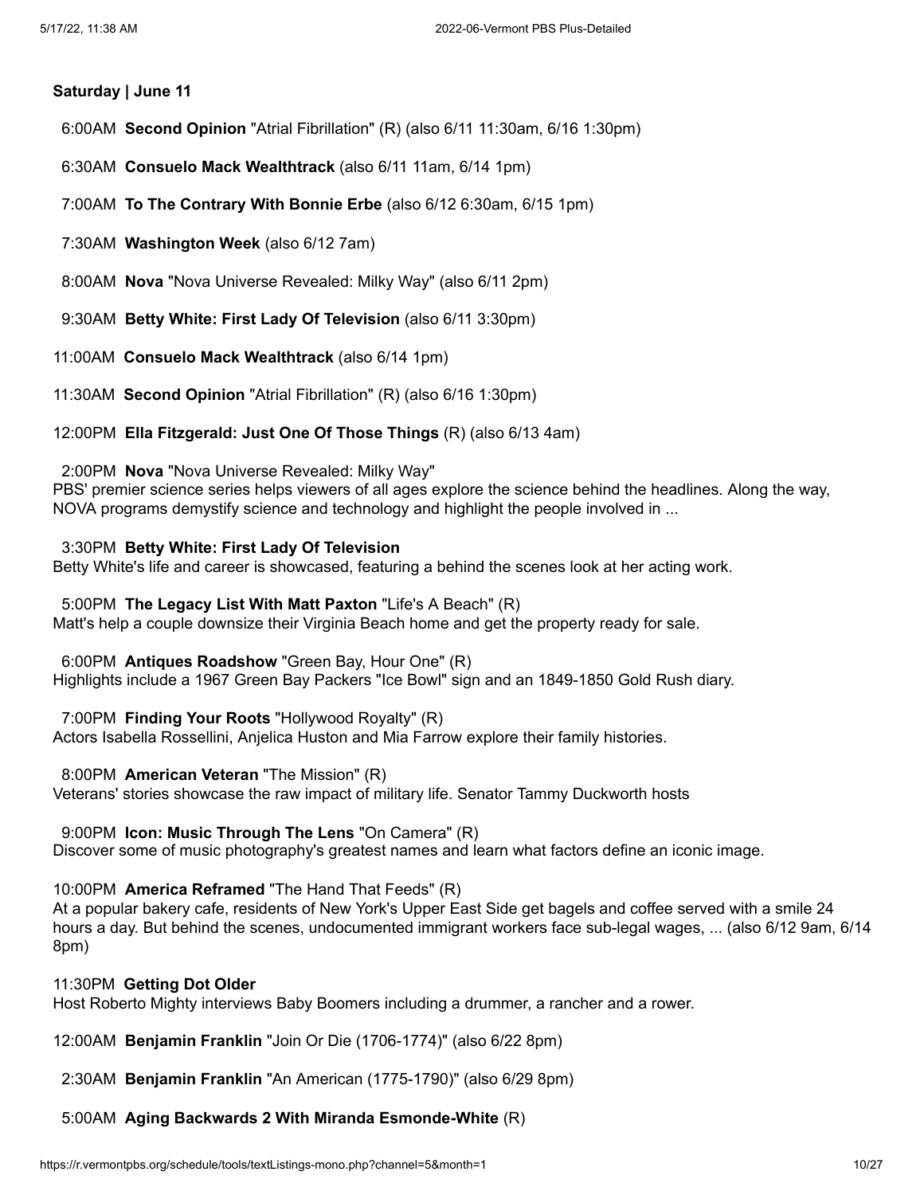**Saturday | June 11**

6:00AM **Second Opinion** "Atrial Fibrillation" (R) (also 6/11 11:30am, 6/16 1:30pm)

6:30AM **Consuelo Mack Wealthtrack** (also 6/11 11am, 6/14 1pm)

7:00AM **To The Contrary With Bonnie Erbe** (also 6/12 6:30am, 6/15 1pm)

7:30AM **Washington Week** (also 6/12 7am)

8:00AM **Nova** "Nova Universe Revealed: Milky Way" (also 6/11 2pm)

9:30AM **Betty White: First Lady Of Television** (also 6/11 3:30pm)

11:00AM **Consuelo Mack Wealthtrack** (also 6/14 1pm)

11:30AM **Second Opinion** "Atrial Fibrillation" (R) (also 6/16 1:30pm)

12:00PM **Ella Fitzgerald: Just One Of Those Things** (R) (also 6/13 4am)

2:00PM **Nova** "Nova Universe Revealed: Milky Way"
PBS' premier science series helps viewers of all ages explore the science behind the headlines. Along the way, NOVA programs demystify science and technology and highlight the people involved in ...

3:30PM **Betty White: First Lady Of Television**
Betty White's life and career is showcased, featuring a behind the scenes look at her acting work.

5:00PM **The Legacy List With Matt Paxton** "Life's A Beach" (R)
Matt's help a couple downsize their Virginia Beach home and get the property ready for sale.

6:00PM **Antiques Roadshow** "Green Bay, Hour One" (R)
Highlights include a 1967 Green Bay Packers "Ice Bowl" sign and an 1849-1850 Gold Rush diary.

7:00PM **Finding Your Roots** "Hollywood Royalty" (R)
Actors Isabella Rossellini, Anjelica Huston and Mia Farrow explore their family histories.

8:00PM **American Veteran** "The Mission" (R)
Veterans' stories showcase the raw impact of military life. Senator Tammy Duckworth hosts

9:00PM **Icon: Music Through The Lens** "On Camera" (R)
Discover some of music photography's greatest names and learn what factors define an iconic image.

10:00PM **America Reframed** "The Hand That Feeds" (R)
At a popular bakery cafe, residents of New York's Upper East Side get bagels and coffee served with a smile 24 hours a day. But behind the scenes, undocumented immigrant workers face sub-legal wages, ... (also 6/12 9am, 6/14 8pm)

11:30PM **Getting Dot Older**
Host Roberto Mighty interviews Baby Boomers including a drummer, a rancher and a rower.

12:00AM **Benjamin Franklin** "Join Or Die (1706-1774)" (also 6/22 8pm)

2:30AM **Benjamin Franklin** "An American (1775-1790)" (also 6/29 8pm)

5:00AM **Aging Backwards 2 With Miranda Esmonde-White** (R)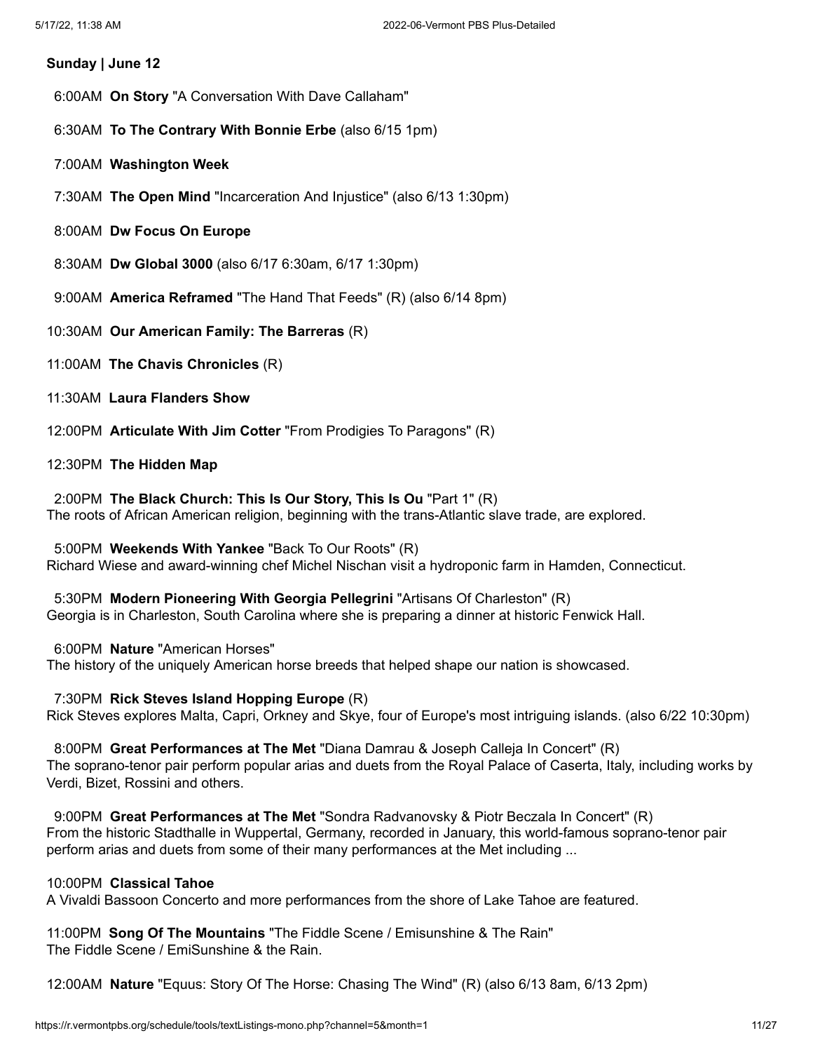**Sunday | June 12**

6:00AM **On Story** "A Conversation With Dave Callaham"

6:30AM **To The Contrary With Bonnie Erbe** (also 6/15 1pm)

7:00AM **Washington Week**

7:30AM **The Open Mind** "Incarceration And Injustice" (also 6/13 1:30pm)

8:00AM **Dw Focus On Europe**

8:30AM **Dw Global 3000** (also 6/17 6:30am, 6/17 1:30pm)

9:00AM **America Reframed** "The Hand That Feeds" (R) (also 6/14 8pm)

10:30AM **Our American Family: The Barreras** (R)

11:00AM **The Chavis Chronicles** (R)

11:30AM **Laura Flanders Show**

12:00PM **Articulate With Jim Cotter** "From Prodigies To Paragons" (R)

12:30PM **The Hidden Map**

2:00PM **The Black Church: This Is Our Story, This Is Ou** "Part 1" (R)
The roots of African American religion, beginning with the trans-Atlantic slave trade, are explored.

5:00PM **Weekends With Yankee** "Back To Our Roots" (R)
Richard Wiese and award-winning chef Michel Nischan visit a hydroponic farm in Hamden, Connecticut.

5:30PM **Modern Pioneering With Georgia Pellegrini** "Artisans Of Charleston" (R)
Georgia is in Charleston, South Carolina where she is preparing a dinner at historic Fenwick Hall.

6:00PM **Nature** "American Horses"
The history of the uniquely American horse breeds that helped shape our nation is showcased.

7:30PM **Rick Steves Island Hopping Europe** (R)
Rick Steves explores Malta, Capri, Orkney and Skye, four of Europe's most intriguing islands. (also 6/22 10:30pm)

8:00PM **Great Performances at The Met** "Diana Damrau & Joseph Calleja In Concert" (R)
The soprano-tenor pair perform popular arias and duets from the Royal Palace of Caserta, Italy, including works by Verdi, Bizet, Rossini and others.

9:00PM **Great Performances at The Met** "Sondra Radvanovsky & Piotr Beczala In Concert" (R)
From the historic Stadthalle in Wuppertal, Germany, recorded in January, this world-famous soprano-tenor pair perform arias and duets from some of their many performances at the Met including ...

10:00PM **Classical Tahoe**
A Vivaldi Bassoon Concerto and more performances from the shore of Lake Tahoe are featured.

11:00PM **Song Of The Mountains** "The Fiddle Scene / Emisunshine & The Rain"
The Fiddle Scene / EmiSunshine & the Rain.

12:00AM **Nature** "Equus: Story Of The Horse: Chasing The Wind" (R) (also 6/13 8am, 6/13 2pm)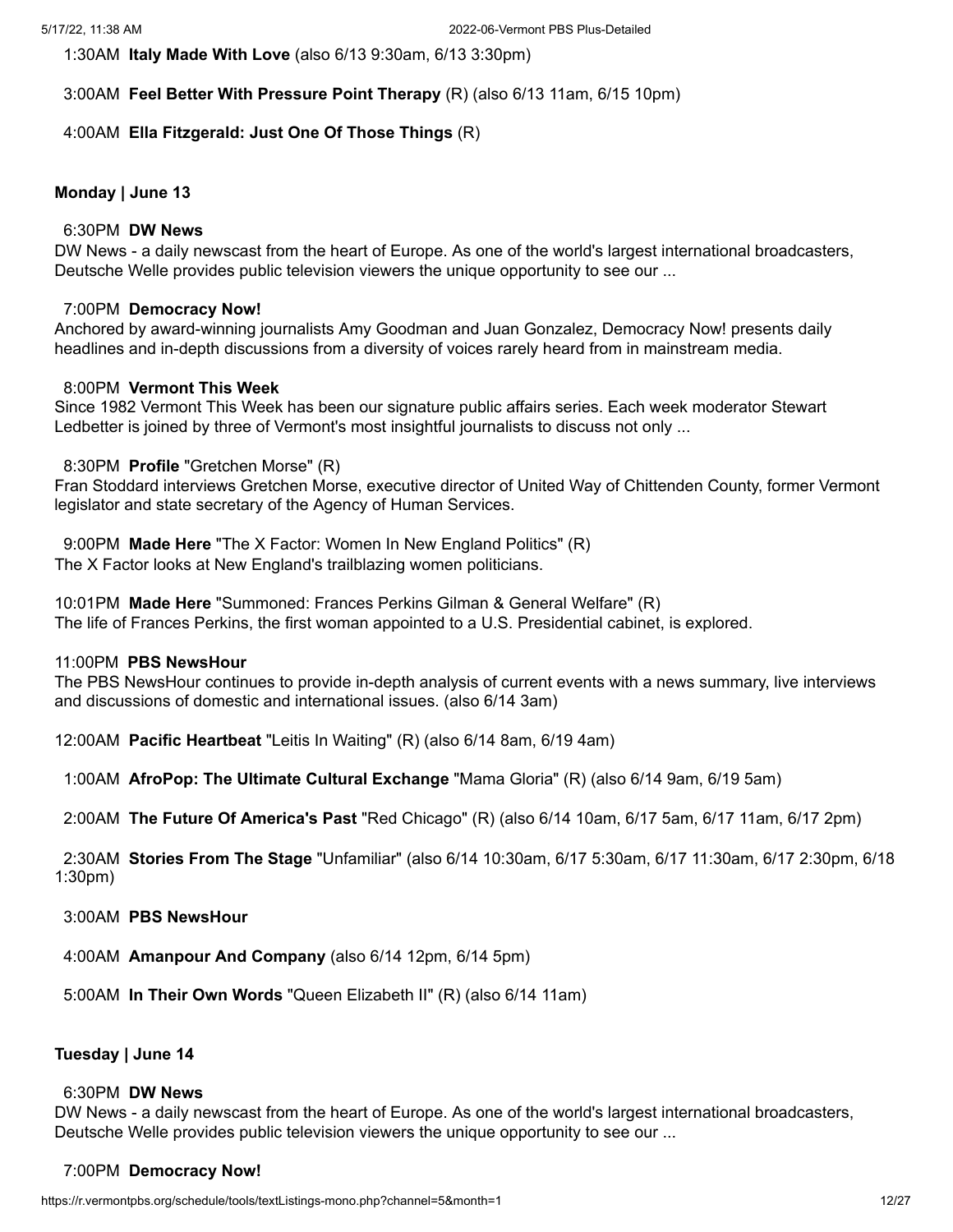1:30AM **Italy Made With Love** (also 6/13 9:30am, 6/13 3:30pm)

3:00AM **Feel Better With Pressure Point Therapy** (R) (also 6/13 11am, 6/15 10pm)

4:00AM **Ella Fitzgerald: Just One Of Those Things** (R)

**Monday | June 13**

6:30PM **DW News**
DW News - a daily newscast from the heart of Europe. As one of the world's largest international broadcasters, Deutsche Welle provides public television viewers the unique opportunity to see our ...

7:00PM **Democracy Now!**
Anchored by award-winning journalists Amy Goodman and Juan Gonzalez, Democracy Now! presents daily headlines and in-depth discussions from a diversity of voices rarely heard from in mainstream media.

8:00PM **Vermont This Week**
Since 1982 Vermont This Week has been our signature public affairs series. Each week moderator Stewart Ledbetter is joined by three of Vermont's most insightful journalists to discuss not only ...

8:30PM **Profile** "Gretchen Morse" (R)
Fran Stoddard interviews Gretchen Morse, executive director of United Way of Chittenden County, former Vermont legislator and state secretary of the Agency of Human Services.

9:00PM **Made Here** "The X Factor: Women In New England Politics" (R)
The X Factor looks at New England's trailblazing women politicians.

10:01PM **Made Here** "Summoned: Frances Perkins Gilman & General Welfare" (R)
The life of Frances Perkins, the first woman appointed to a U.S. Presidential cabinet, is explored.

11:00PM **PBS NewsHour**
The PBS NewsHour continues to provide in-depth analysis of current events with a news summary, live interviews and discussions of domestic and international issues. (also 6/14 3am)

12:00AM **Pacific Heartbeat** "Leitis In Waiting" (R) (also 6/14 8am, 6/19 4am)

1:00AM **AfroPop: The Ultimate Cultural Exchange** "Mama Gloria" (R) (also 6/14 9am, 6/19 5am)

2:00AM **The Future Of America's Past** "Red Chicago" (R) (also 6/14 10am, 6/17 5am, 6/17 11am, 6/17 2pm)

2:30AM **Stories From The Stage** "Unfamiliar" (also 6/14 10:30am, 6/17 5:30am, 6/17 11:30am, 6/17 2:30pm, 6/18 1:30pm)

3:00AM **PBS NewsHour**

4:00AM **Amanpour And Company** (also 6/14 12pm, 6/14 5pm)

5:00AM **In Their Own Words** "Queen Elizabeth II" (R) (also 6/14 11am)

**Tuesday | June 14**

6:30PM **DW News**
DW News - a daily newscast from the heart of Europe. As one of the world's largest international broadcasters, Deutsche Welle provides public television viewers the unique opportunity to see our ...

7:00PM **Democracy Now!**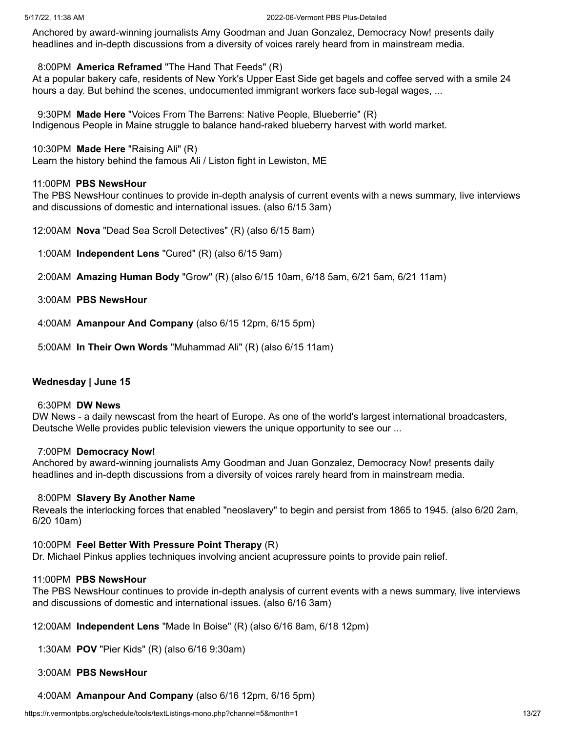Anchored by award-winning journalists Amy Goodman and Juan Gonzalez, Democracy Now! presents daily headlines and in-depth discussions from a diversity of voices rarely heard from in mainstream media.

8:00PM **America Reframed** "The Hand That Feeds" (R)
At a popular bakery cafe, residents of New York's Upper East Side get bagels and coffee served with a smile 24 hours a day. But behind the scenes, undocumented immigrant workers face sub-legal wages, ...

9:30PM **Made Here** "Voices From The Barrens: Native People, Blueberrie" (R)
Indigenous People in Maine struggle to balance hand-raked blueberry harvest with world market.

10:30PM **Made Here** "Raising Ali" (R)
Learn the history behind the famous Ali / Liston fight in Lewiston, ME

11:00PM **PBS NewsHour**
The PBS NewsHour continues to provide in-depth analysis of current events with a news summary, live interviews and discussions of domestic and international issues. (also 6/15 3am)

12:00AM **Nova** "Dead Sea Scroll Detectives" (R) (also 6/15 8am)

1:00AM **Independent Lens** "Cured" (R) (also 6/15 9am)

2:00AM **Amazing Human Body** "Grow" (R) (also 6/15 10am, 6/18 5am, 6/21 5am, 6/21 11am)

3:00AM **PBS NewsHour**

4:00AM **Amanpour And Company** (also 6/15 12pm, 6/15 5pm)

5:00AM **In Their Own Words** "Muhammad Ali" (R) (also 6/15 11am)

**Wednesday | June 15**

6:30PM **DW News**
DW News - a daily newscast from the heart of Europe. As one of the world's largest international broadcasters, Deutsche Welle provides public television viewers the unique opportunity to see our ...

7:00PM **Democracy Now!**
Anchored by award-winning journalists Amy Goodman and Juan Gonzalez, Democracy Now! presents daily headlines and in-depth discussions from a diversity of voices rarely heard from in mainstream media.

8:00PM **Slavery By Another Name**
Reveals the interlocking forces that enabled "neoslavery" to begin and persist from 1865 to 1945. (also 6/20 2am, 6/20 10am)

10:00PM **Feel Better With Pressure Point Therapy** (R)
Dr. Michael Pinkus applies techniques involving ancient acupressure points to provide pain relief.

11:00PM **PBS NewsHour**
The PBS NewsHour continues to provide in-depth analysis of current events with a news summary, live interviews and discussions of domestic and international issues. (also 6/16 3am)

12:00AM **Independent Lens** "Made In Boise" (R) (also 6/16 8am, 6/18 12pm)

1:30AM **POV** "Pier Kids" (R) (also 6/16 9:30am)

3:00AM **PBS NewsHour**

4:00AM **Amanpour And Company** (also 6/16 12pm, 6/16 5pm)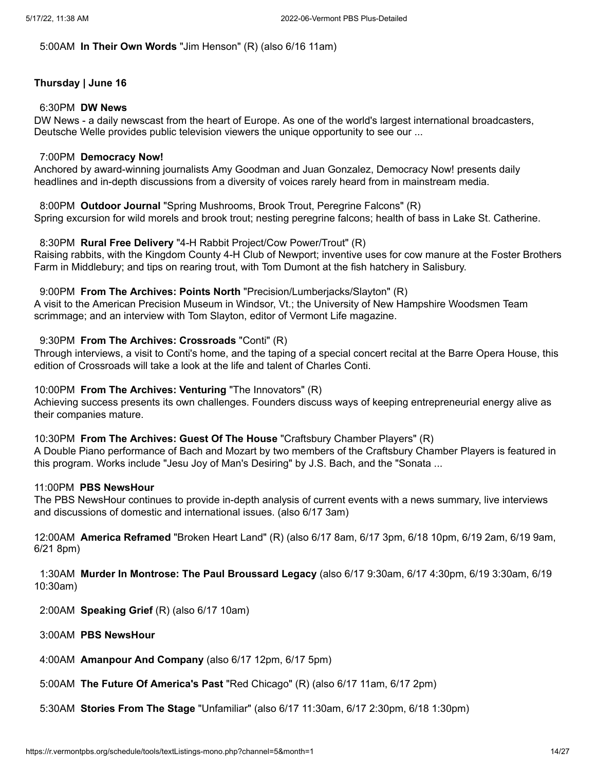5:00AM **In Their Own Words** "Jim Henson" (R) (also 6/16 11am)

**Thursday | June 16**

6:30PM **DW News**
DW News - a daily newscast from the heart of Europe. As one of the world's largest international broadcasters, Deutsche Welle provides public television viewers the unique opportunity to see our ...

7:00PM **Democracy Now!**
Anchored by award-winning journalists Amy Goodman and Juan Gonzalez, Democracy Now! presents daily headlines and in-depth discussions from a diversity of voices rarely heard from in mainstream media.

8:00PM **Outdoor Journal** "Spring Mushrooms, Brook Trout, Peregrine Falcons" (R)
Spring excursion for wild morels and brook trout; nesting peregrine falcons; health of bass in Lake St. Catherine.

8:30PM **Rural Free Delivery** "4-H Rabbit Project/Cow Power/Trout" (R)
Raising rabbits, with the Kingdom County 4-H Club of Newport; inventive uses for cow manure at the Foster Brothers Farm in Middlebury; and tips on rearing trout, with Tom Dumont at the fish hatchery in Salisbury.

9:00PM **From The Archives: Points North** "Precision/Lumberjacks/Slayton" (R)
A visit to the American Precision Museum in Windsor, Vt.; the University of New Hampshire Woodsmen Team scrimmage; and an interview with Tom Slayton, editor of Vermont Life magazine.

9:30PM **From The Archives: Crossroads** "Conti" (R)
Through interviews, a visit to Conti's home, and the taping of a special concert recital at the Barre Opera House, this edition of Crossroads will take a look at the life and talent of Charles Conti.

10:00PM **From The Archives: Venturing** "The Innovators" (R)
Achieving success presents its own challenges. Founders discuss ways of keeping entrepreneurial energy alive as their companies mature.

10:30PM **From The Archives: Guest Of The House** "Craftsbury Chamber Players" (R)
A Double Piano performance of Bach and Mozart by two members of the Craftsbury Chamber Players is featured in this program. Works include "Jesu Joy of Man's Desiring" by J.S. Bach, and the "Sonata ...

11:00PM **PBS NewsHour**
The PBS NewsHour continues to provide in-depth analysis of current events with a news summary, live interviews and discussions of domestic and international issues. (also 6/17 3am)

12:00AM **America Reframed** "Broken Heart Land" (R) (also 6/17 8am, 6/17 3pm, 6/18 10pm, 6/19 2am, 6/19 9am, 6/21 8pm)

1:30AM **Murder In Montrose: The Paul Broussard Legacy** (also 6/17 9:30am, 6/17 4:30pm, 6/19 3:30am, 6/19 10:30am)

2:00AM **Speaking Grief** (R) (also 6/17 10am)

3:00AM **PBS NewsHour**

4:00AM **Amanpour And Company** (also 6/17 12pm, 6/17 5pm)

5:00AM **The Future Of America's Past** "Red Chicago" (R) (also 6/17 11am, 6/17 2pm)

5:30AM **Stories From The Stage** "Unfamiliar" (also 6/17 11:30am, 6/17 2:30pm, 6/18 1:30pm)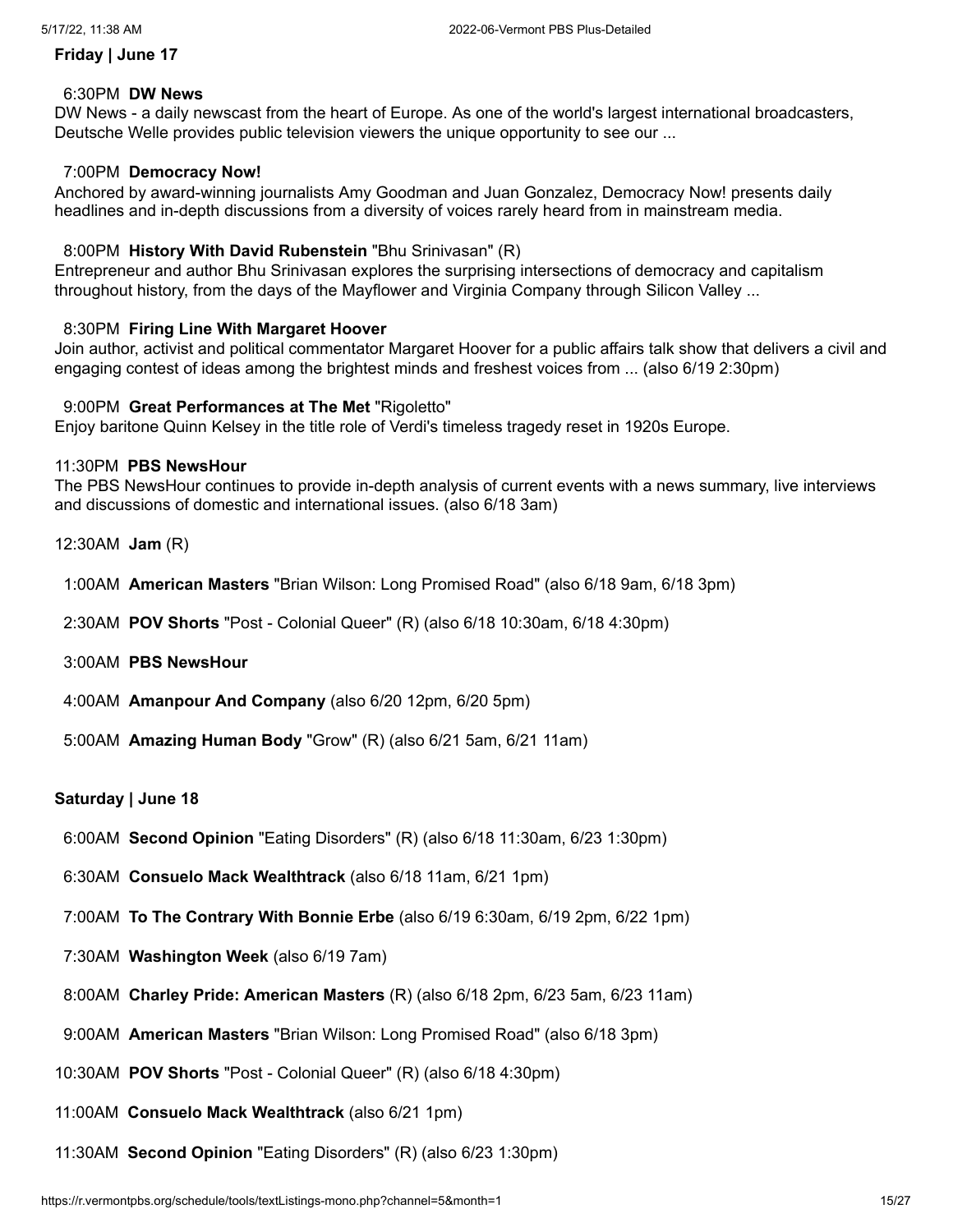**Friday | June 17**

6:30PM **DW News**
DW News - a daily newscast from the heart of Europe. As one of the world's largest international broadcasters, Deutsche Welle provides public television viewers the unique opportunity to see our ...

7:00PM **Democracy Now!**
Anchored by award-winning journalists Amy Goodman and Juan Gonzalez, Democracy Now! presents daily headlines and in-depth discussions from a diversity of voices rarely heard from in mainstream media.

8:00PM **History With David Rubenstein** "Bhu Srinivasan" (R)
Entrepreneur and author Bhu Srinivasan explores the surprising intersections of democracy and capitalism throughout history, from the days of the Mayflower and Virginia Company through Silicon Valley ...

8:30PM **Firing Line With Margaret Hoover**
Join author, activist and political commentator Margaret Hoover for a public affairs talk show that delivers a civil and engaging contest of ideas among the brightest minds and freshest voices from ... (also 6/19 2:30pm)

9:00PM **Great Performances at The Met** "Rigoletto"
Enjoy baritone Quinn Kelsey in the title role of Verdi's timeless tragedy reset in 1920s Europe.

11:30PM **PBS NewsHour**
The PBS NewsHour continues to provide in-depth analysis of current events with a news summary, live interviews and discussions of domestic and international issues. (also 6/18 3am)

12:30AM **Jam** (R)

1:00AM **American Masters** "Brian Wilson: Long Promised Road" (also 6/18 9am, 6/18 3pm)

2:30AM **POV Shorts** "Post - Colonial Queer" (R) (also 6/18 10:30am, 6/18 4:30pm)

3:00AM **PBS NewsHour**

4:00AM **Amanpour And Company** (also 6/20 12pm, 6/20 5pm)

5:00AM **Amazing Human Body** "Grow" (R) (also 6/21 5am, 6/21 11am)

**Saturday | June 18**

6:00AM **Second Opinion** "Eating Disorders" (R) (also 6/18 11:30am, 6/23 1:30pm)

6:30AM **Consuelo Mack Wealthtrack** (also 6/18 11am, 6/21 1pm)

7:00AM **To The Contrary With Bonnie Erbe** (also 6/19 6:30am, 6/19 2pm, 6/22 1pm)

7:30AM **Washington Week** (also 6/19 7am)

8:00AM **Charley Pride: American Masters** (R) (also 6/18 2pm, 6/23 5am, 6/23 11am)

9:00AM **American Masters** "Brian Wilson: Long Promised Road" (also 6/18 3pm)

10:30AM **POV Shorts** "Post - Colonial Queer" (R) (also 6/18 4:30pm)

11:00AM **Consuelo Mack Wealthtrack** (also 6/21 1pm)

11:30AM **Second Opinion** "Eating Disorders" (R) (also 6/23 1:30pm)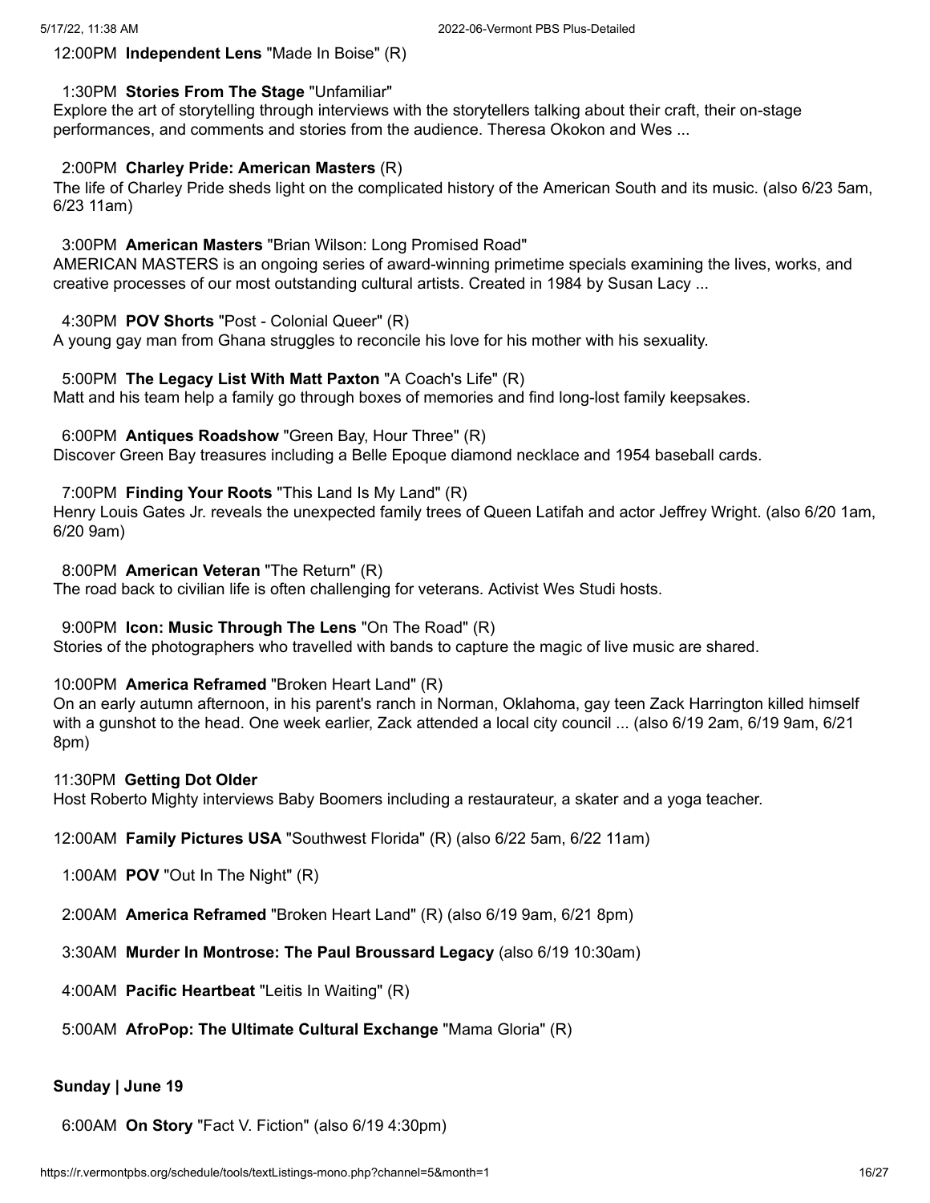12:00PM **Independent Lens** "Made In Boise" (R)

1:30PM **Stories From The Stage** "Unfamiliar"
Explore the art of storytelling through interviews with the storytellers talking about their craft, their on-stage performances, and comments and stories from the audience. Theresa Okokon and Wes ...

2:00PM **Charley Pride: American Masters** (R)
The life of Charley Pride sheds light on the complicated history of the American South and its music. (also 6/23 5am, 6/23 11am)

3:00PM **American Masters** "Brian Wilson: Long Promised Road"
AMERICAN MASTERS is an ongoing series of award-winning primetime specials examining the lives, works, and creative processes of our most outstanding cultural artists. Created in 1984 by Susan Lacy ...

4:30PM **POV Shorts** "Post - Colonial Queer" (R)
A young gay man from Ghana struggles to reconcile his love for his mother with his sexuality.

5:00PM **The Legacy List With Matt Paxton** "A Coach's Life" (R)
Matt and his team help a family go through boxes of memories and find long-lost family keepsakes.

6:00PM **Antiques Roadshow** "Green Bay, Hour Three" (R)
Discover Green Bay treasures including a Belle Epoque diamond necklace and 1954 baseball cards.

7:00PM **Finding Your Roots** "This Land Is My Land" (R)
Henry Louis Gates Jr. reveals the unexpected family trees of Queen Latifah and actor Jeffrey Wright. (also 6/20 1am, 6/20 9am)

8:00PM **American Veteran** "The Return" (R)
The road back to civilian life is often challenging for veterans. Activist Wes Studi hosts.

9:00PM **Icon: Music Through The Lens** "On The Road" (R)
Stories of the photographers who travelled with bands to capture the magic of live music are shared.

10:00PM **America Reframed** "Broken Heart Land" (R)
On an early autumn afternoon, in his parent's ranch in Norman, Oklahoma, gay teen Zack Harrington killed himself with a gunshot to the head. One week earlier, Zack attended a local city council ... (also 6/19 2am, 6/19 9am, 6/21 8pm)

11:30PM **Getting Dot Older**
Host Roberto Mighty interviews Baby Boomers including a restaurateur, a skater and a yoga teacher.

12:00AM **Family Pictures USA** "Southwest Florida" (R) (also 6/22 5am, 6/22 11am)

1:00AM **POV** "Out In The Night" (R)

2:00AM **America Reframed** "Broken Heart Land" (R) (also 6/19 9am, 6/21 8pm)

3:30AM **Murder In Montrose: The Paul Broussard Legacy** (also 6/19 10:30am)

4:00AM **Pacific Heartbeat** "Leitis In Waiting" (R)

5:00AM **AfroPop: The Ultimate Cultural Exchange** "Mama Gloria" (R)

**Sunday | June 19**

6:00AM **On Story** "Fact V. Fiction" (also 6/19 4:30pm)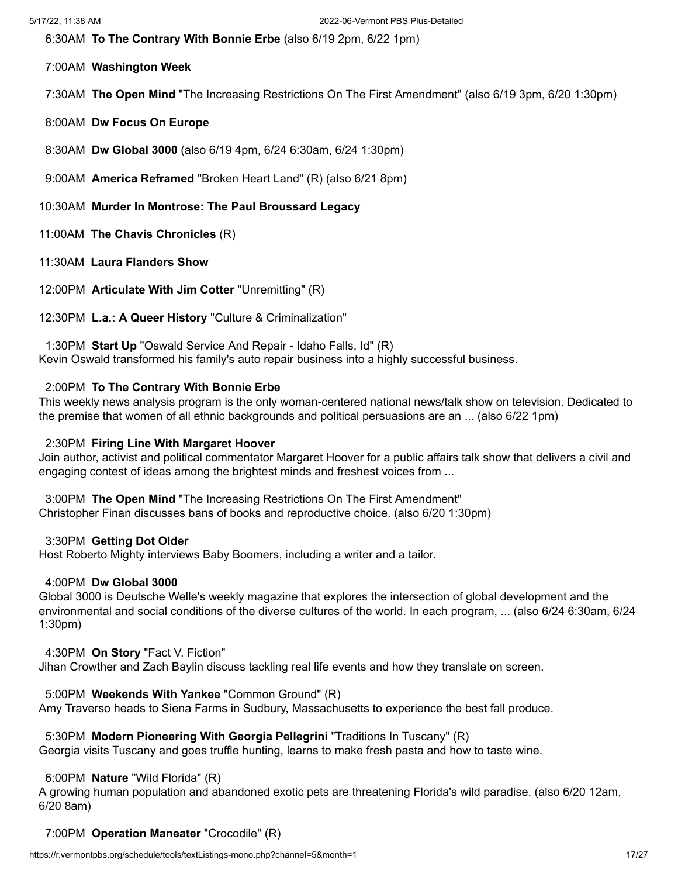6:30AM **To The Contrary With Bonnie Erbe** (also 6/19 2pm, 6/22 1pm)

7:00AM **Washington Week**

7:30AM **The Open Mind** "The Increasing Restrictions On The First Amendment" (also 6/19 3pm, 6/20 1:30pm)

8:00AM **Dw Focus On Europe**

8:30AM **Dw Global 3000** (also 6/19 4pm, 6/24 6:30am, 6/24 1:30pm)

9:00AM **America Reframed** "Broken Heart Land" (R) (also 6/21 8pm)

10:30AM **Murder In Montrose: The Paul Broussard Legacy**

11:00AM **The Chavis Chronicles** (R)

11:30AM **Laura Flanders Show**

12:00PM **Articulate With Jim Cotter** "Unremitting" (R)

12:30PM **L.a.: A Queer History** "Culture & Criminalization"

1:30PM **Start Up** "Oswald Service And Repair - Idaho Falls, Id" (R)
Kevin Oswald transformed his family's auto repair business into a highly successful business.

2:00PM **To The Contrary With Bonnie Erbe**
This weekly news analysis program is the only woman-centered national news/talk show on television. Dedicated to the premise that women of all ethnic backgrounds and political persuasions are an ... (also 6/22 1pm)

2:30PM **Firing Line With Margaret Hoover**
Join author, activist and political commentator Margaret Hoover for a public affairs talk show that delivers a civil and engaging contest of ideas among the brightest minds and freshest voices from ...

3:00PM **The Open Mind** "The Increasing Restrictions On The First Amendment"
Christopher Finan discusses bans of books and reproductive choice. (also 6/20 1:30pm)

3:30PM **Getting Dot Older**
Host Roberto Mighty interviews Baby Boomers, including a writer and a tailor.

4:00PM **Dw Global 3000**
Global 3000 is Deutsche Welle's weekly magazine that explores the intersection of global development and the environmental and social conditions of the diverse cultures of the world. In each program, ... (also 6/24 6:30am, 6/24 1:30pm)

4:30PM **On Story** "Fact V. Fiction"
Jihan Crowther and Zach Baylin discuss tackling real life events and how they translate on screen.

5:00PM **Weekends With Yankee** "Common Ground" (R)
Amy Traverso heads to Siena Farms in Sudbury, Massachusetts to experience the best fall produce.

5:30PM **Modern Pioneering With Georgia Pellegrini** "Traditions In Tuscany" (R)
Georgia visits Tuscany and goes truffle hunting, learns to make fresh pasta and how to taste wine.

6:00PM **Nature** "Wild Florida" (R)
A growing human population and abandoned exotic pets are threatening Florida's wild paradise. (also 6/20 12am, 6/20 8am)

7:00PM **Operation Maneater** "Crocodile" (R)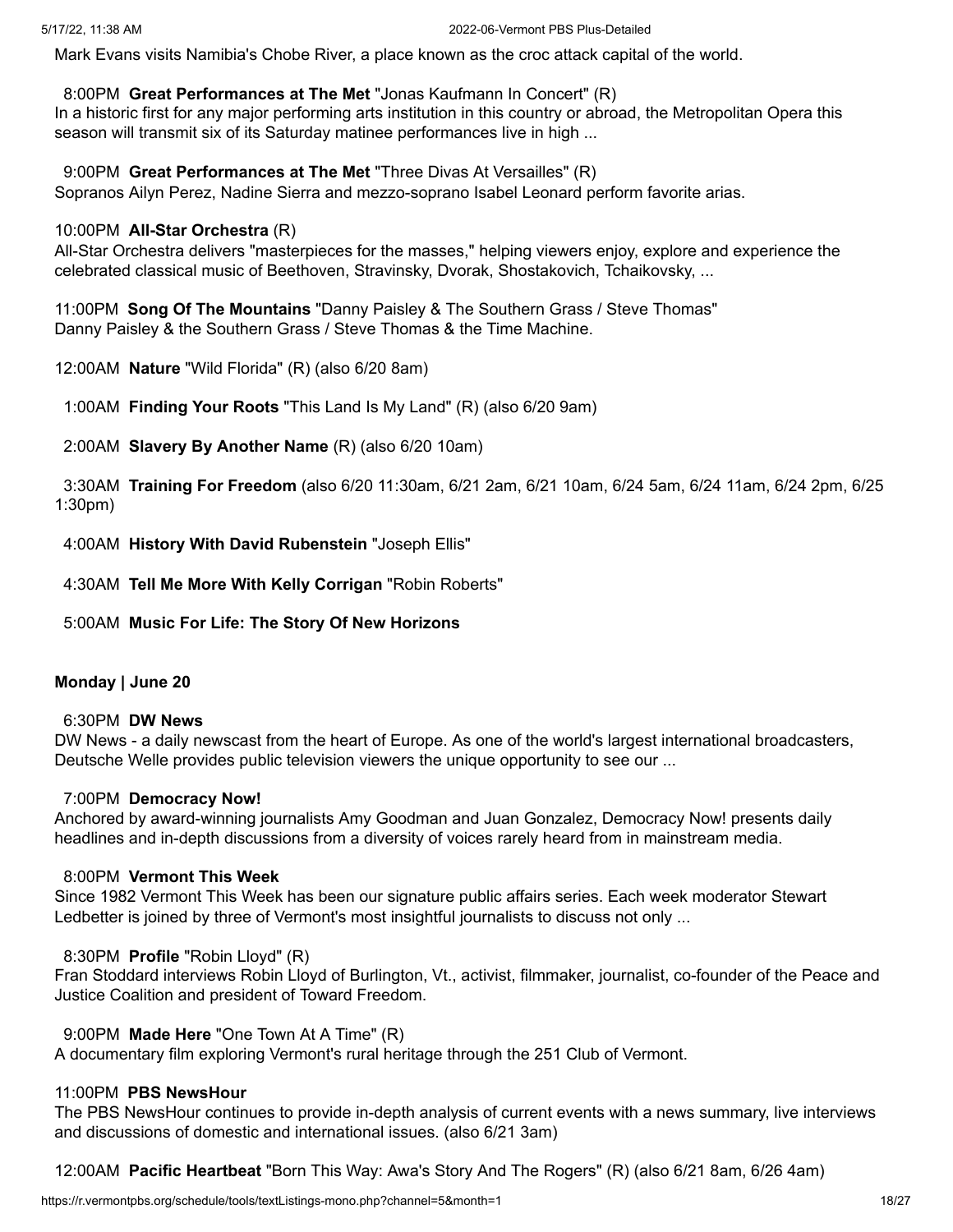Mark Evans visits Namibia's Chobe River, a place known as the croc attack capital of the world.

8:00PM **Great Performances at The Met** "Jonas Kaufmann In Concert" (R)
In a historic first for any major performing arts institution in this country or abroad, the Metropolitan Opera this season will transmit six of its Saturday matinee performances live in high ...

9:00PM **Great Performances at The Met** "Three Divas At Versailles" (R)
Sopranos Ailyn Perez, Nadine Sierra and mezzo-soprano Isabel Leonard perform favorite arias.

10:00PM **All-Star Orchestra** (R)
All-Star Orchestra delivers "masterpieces for the masses," helping viewers enjoy, explore and experience the celebrated classical music of Beethoven, Stravinsky, Dvorak, Shostakovich, Tchaikovsky, ...

11:00PM **Song Of The Mountains** "Danny Paisley & The Southern Grass / Steve Thomas"
Danny Paisley & the Southern Grass / Steve Thomas & the Time Machine.

12:00AM **Nature** "Wild Florida" (R) (also 6/20 8am)

1:00AM **Finding Your Roots** "This Land Is My Land" (R) (also 6/20 9am)

2:00AM **Slavery By Another Name** (R) (also 6/20 10am)

3:30AM **Training For Freedom** (also 6/20 11:30am, 6/21 2am, 6/21 10am, 6/24 5am, 6/24 11am, 6/24 2pm, 6/25 1:30pm)

4:00AM **History With David Rubenstein** "Joseph Ellis"

4:30AM **Tell Me More With Kelly Corrigan** "Robin Roberts"

5:00AM **Music For Life: The Story Of New Horizons**

**Monday | June 20**

6:30PM **DW News**
DW News - a daily newscast from the heart of Europe. As one of the world's largest international broadcasters, Deutsche Welle provides public television viewers the unique opportunity to see our ...

7:00PM **Democracy Now!**
Anchored by award-winning journalists Amy Goodman and Juan Gonzalez, Democracy Now! presents daily headlines and in-depth discussions from a diversity of voices rarely heard from in mainstream media.

8:00PM **Vermont This Week**
Since 1982 Vermont This Week has been our signature public affairs series. Each week moderator Stewart Ledbetter is joined by three of Vermont's most insightful journalists to discuss not only ...

8:30PM **Profile** "Robin Lloyd" (R)
Fran Stoddard interviews Robin Lloyd of Burlington, Vt., activist, filmmaker, journalist, co-founder of the Peace and Justice Coalition and president of Toward Freedom.

9:00PM **Made Here** "One Town At A Time" (R)
A documentary film exploring Vermont's rural heritage through the 251 Club of Vermont.

11:00PM **PBS NewsHour**
The PBS NewsHour continues to provide in-depth analysis of current events with a news summary, live interviews and discussions of domestic and international issues. (also 6/21 3am)

12:00AM **Pacific Heartbeat** "Born This Way: Awa's Story And The Rogers" (R) (also 6/21 8am, 6/26 4am)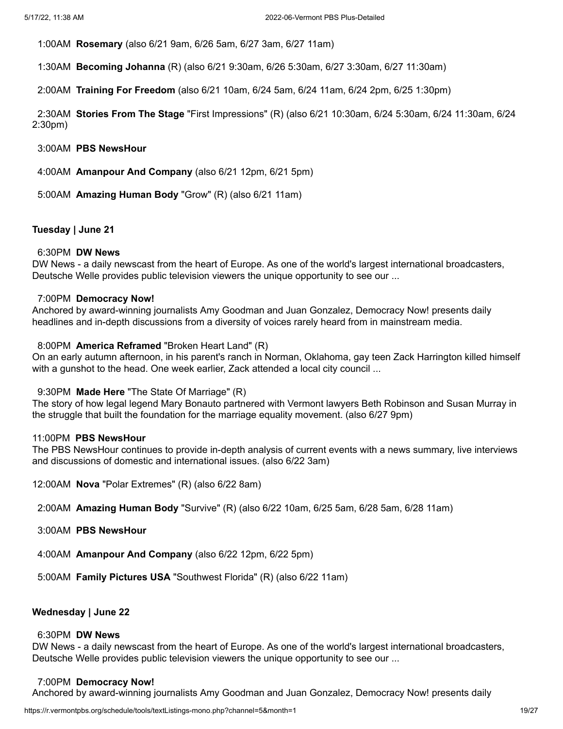1:00AM **Rosemary** (also 6/21 9am, 6/26 5am, 6/27 3am, 6/27 11am)

1:30AM **Becoming Johanna** (R) (also 6/21 9:30am, 6/26 5:30am, 6/27 3:30am, 6/27 11:30am)

2:00AM **Training For Freedom** (also 6/21 10am, 6/24 5am, 6/24 11am, 6/24 2pm, 6/25 1:30pm)

2:30AM **Stories From The Stage** "First Impressions" (R) (also 6/21 10:30am, 6/24 5:30am, 6/24 11:30am, 6/24 2:30pm)

3:00AM **PBS NewsHour**

4:00AM **Amanpour And Company** (also 6/21 12pm, 6/21 5pm)

5:00AM **Amazing Human Body** "Grow" (R) (also 6/21 11am)

**Tuesday | June 21**

6:30PM **DW News**
DW News - a daily newscast from the heart of Europe. As one of the world's largest international broadcasters, Deutsche Welle provides public television viewers the unique opportunity to see our ...

7:00PM **Democracy Now!**
Anchored by award-winning journalists Amy Goodman and Juan Gonzalez, Democracy Now! presents daily headlines and in-depth discussions from a diversity of voices rarely heard from in mainstream media.

8:00PM **America Reframed** "Broken Heart Land" (R)
On an early autumn afternoon, in his parent's ranch in Norman, Oklahoma, gay teen Zack Harrington killed himself with a gunshot to the head. One week earlier, Zack attended a local city council ...

9:30PM **Made Here** "The State Of Marriage" (R)
The story of how legal legend Mary Bonauto partnered with Vermont lawyers Beth Robinson and Susan Murray in the struggle that built the foundation for the marriage equality movement. (also 6/27 9pm)

11:00PM **PBS NewsHour**
The PBS NewsHour continues to provide in-depth analysis of current events with a news summary, live interviews and discussions of domestic and international issues. (also 6/22 3am)

12:00AM **Nova** "Polar Extremes" (R) (also 6/22 8am)

2:00AM **Amazing Human Body** "Survive" (R) (also 6/22 10am, 6/25 5am, 6/28 5am, 6/28 11am)

3:00AM **PBS NewsHour**

4:00AM **Amanpour And Company** (also 6/22 12pm, 6/22 5pm)

5:00AM **Family Pictures USA** "Southwest Florida" (R) (also 6/22 11am)

**Wednesday | June 22**

6:30PM **DW News**
DW News - a daily newscast from the heart of Europe. As one of the world's largest international broadcasters, Deutsche Welle provides public television viewers the unique opportunity to see our ...

7:00PM **Democracy Now!**
Anchored by award-winning journalists Amy Goodman and Juan Gonzalez, Democracy Now! presents daily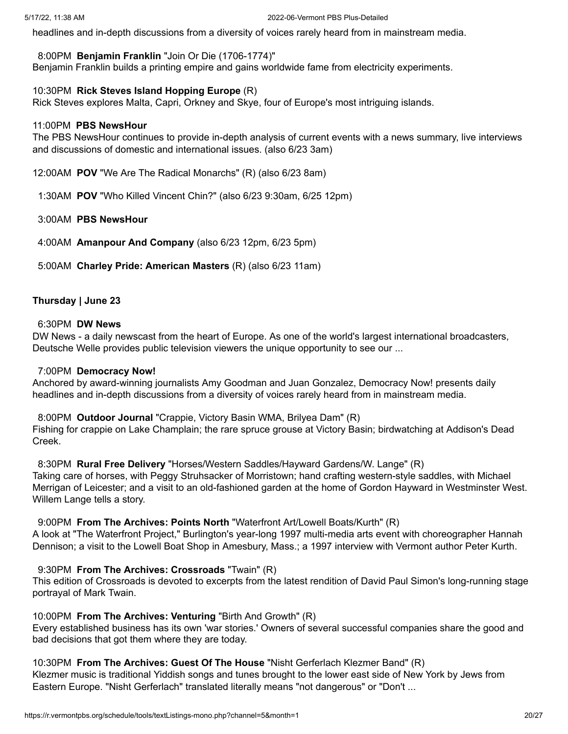headlines and in-depth discussions from a diversity of voices rarely heard from in mainstream media.

8:00PM **Benjamin Franklin** "Join Or Die (1706-1774)"
Benjamin Franklin builds a printing empire and gains worldwide fame from electricity experiments.

10:30PM **Rick Steves Island Hopping Europe** (R)
Rick Steves explores Malta, Capri, Orkney and Skye, four of Europe's most intriguing islands.

11:00PM **PBS NewsHour**
The PBS NewsHour continues to provide in-depth analysis of current events with a news summary, live interviews and discussions of domestic and international issues. (also 6/23 3am)

12:00AM **POV** "We Are The Radical Monarchs" (R) (also 6/23 8am)

1:30AM **POV** "Who Killed Vincent Chin?" (also 6/23 9:30am, 6/25 12pm)

3:00AM **PBS NewsHour**

4:00AM **Amanpour And Company** (also 6/23 12pm, 6/23 5pm)

5:00AM **Charley Pride: American Masters** (R) (also 6/23 11am)

**Thursday | June 23**

6:30PM **DW News**
DW News - a daily newscast from the heart of Europe. As one of the world's largest international broadcasters, Deutsche Welle provides public television viewers the unique opportunity to see our ...

7:00PM **Democracy Now!**
Anchored by award-winning journalists Amy Goodman and Juan Gonzalez, Democracy Now! presents daily headlines and in-depth discussions from a diversity of voices rarely heard from in mainstream media.

8:00PM **Outdoor Journal** "Crappie, Victory Basin WMA, Brilyea Dam" (R)
Fishing for crappie on Lake Champlain; the rare spruce grouse at Victory Basin; birdwatching at Addison's Dead Creek.

8:30PM **Rural Free Delivery** "Horses/Western Saddles/Hayward Gardens/W. Lange" (R)
Taking care of horses, with Peggy Struhsacker of Morristown; hand crafting western-style saddles, with Michael Merrigan of Leicester; and a visit to an old-fashioned garden at the home of Gordon Hayward in Westminster West. Willem Lange tells a story.

9:00PM **From The Archives: Points North** "Waterfront Art/Lowell Boats/Kurth" (R)
A look at "The Waterfront Project," Burlington's year-long 1997 multi-media arts event with choreographer Hannah Dennison; a visit to the Lowell Boat Shop in Amesbury, Mass.; a 1997 interview with Vermont author Peter Kurth.

9:30PM **From The Archives: Crossroads** "Twain" (R)
This edition of Crossroads is devoted to excerpts from the latest rendition of David Paul Simon's long-running stage portrayal of Mark Twain.

10:00PM **From The Archives: Venturing** "Birth And Growth" (R)
Every established business has its own 'war stories.' Owners of several successful companies share the good and bad decisions that got them where they are today.

10:30PM **From The Archives: Guest Of The House** "Nisht Gerferlach Klezmer Band" (R)
Klezmer music is traditional Yiddish songs and tunes brought to the lower east side of New York by Jews from Eastern Europe. "Nisht Gerferlach" translated literally means "not dangerous" or "Don't ...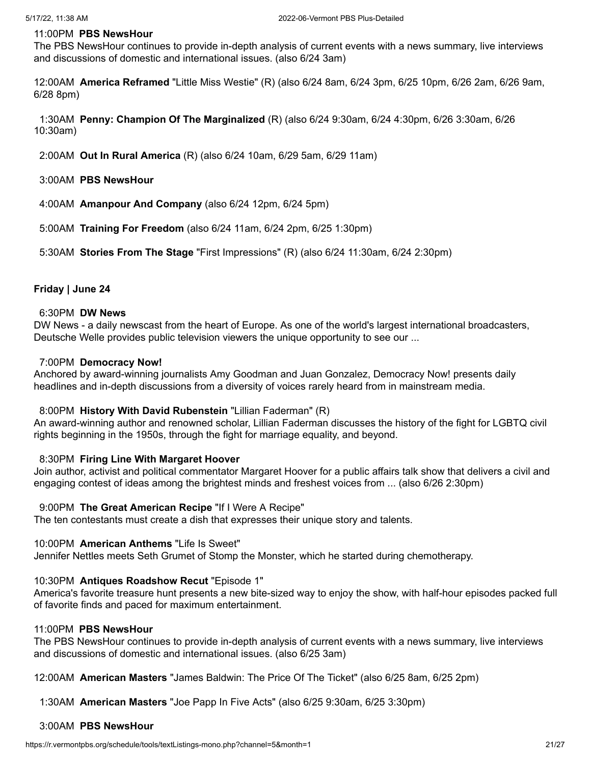11:00PM **PBS NewsHour**
The PBS NewsHour continues to provide in-depth analysis of current events with a news summary, live interviews and discussions of domestic and international issues. (also 6/24 3am)

12:00AM **America Reframed** "Little Miss Westie" (R) (also 6/24 8am, 6/24 3pm, 6/25 10pm, 6/26 2am, 6/26 9am, 6/28 8pm)

1:30AM **Penny: Champion Of The Marginalized** (R) (also 6/24 9:30am, 6/24 4:30pm, 6/26 3:30am, 6/26 10:30am)

2:00AM **Out In Rural America** (R) (also 6/24 10am, 6/29 5am, 6/29 11am)

3:00AM **PBS NewsHour**

4:00AM **Amanpour And Company** (also 6/24 12pm, 6/24 5pm)

5:00AM **Training For Freedom** (also 6/24 11am, 6/24 2pm, 6/25 1:30pm)

5:30AM **Stories From The Stage** "First Impressions" (R) (also 6/24 11:30am, 6/24 2:30pm)

**Friday | June 24**

6:30PM **DW News**
DW News - a daily newscast from the heart of Europe. As one of the world's largest international broadcasters, Deutsche Welle provides public television viewers the unique opportunity to see our ...

7:00PM **Democracy Now!**
Anchored by award-winning journalists Amy Goodman and Juan Gonzalez, Democracy Now! presents daily headlines and in-depth discussions from a diversity of voices rarely heard from in mainstream media.

8:00PM **History With David Rubenstein** "Lillian Faderman" (R)
An award-winning author and renowned scholar, Lillian Faderman discusses the history of the fight for LGBTQ civil rights beginning in the 1950s, through the fight for marriage equality, and beyond.

8:30PM **Firing Line With Margaret Hoover**
Join author, activist and political commentator Margaret Hoover for a public affairs talk show that delivers a civil and engaging contest of ideas among the brightest minds and freshest voices from ... (also 6/26 2:30pm)

9:00PM **The Great American Recipe** "If I Were A Recipe"
The ten contestants must create a dish that expresses their unique story and talents.

10:00PM **American Anthems** "Life Is Sweet"
Jennifer Nettles meets Seth Grumet of Stomp the Monster, which he started during chemotherapy.

10:30PM **Antiques Roadshow Recut** "Episode 1"
America's favorite treasure hunt presents a new bite-sized way to enjoy the show, with half-hour episodes packed full of favorite finds and paced for maximum entertainment.

11:00PM **PBS NewsHour**
The PBS NewsHour continues to provide in-depth analysis of current events with a news summary, live interviews and discussions of domestic and international issues. (also 6/25 3am)

12:00AM **American Masters** "James Baldwin: The Price Of The Ticket" (also 6/25 8am, 6/25 2pm)

1:30AM **American Masters** "Joe Papp In Five Acts" (also 6/25 9:30am, 6/25 3:30pm)

3:00AM **PBS NewsHour**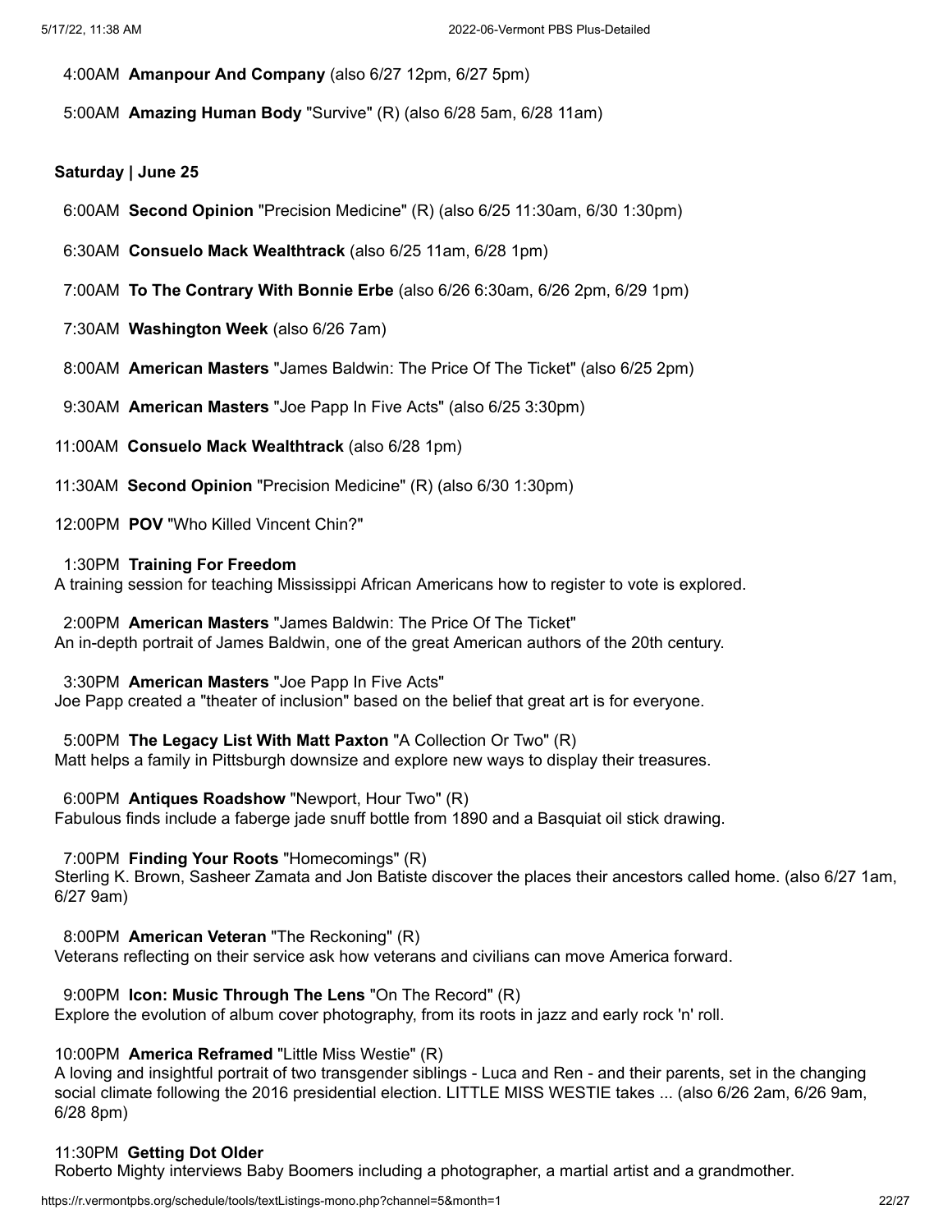4:00AM **Amanpour And Company** (also 6/27 12pm, 6/27 5pm)

5:00AM **Amazing Human Body** "Survive" (R) (also 6/28 5am, 6/28 11am)

**Saturday | June 25**

6:00AM **Second Opinion** "Precision Medicine" (R) (also 6/25 11:30am, 6/30 1:30pm)

6:30AM **Consuelo Mack Wealthtrack** (also 6/25 11am, 6/28 1pm)

7:00AM **To The Contrary With Bonnie Erbe** (also 6/26 6:30am, 6/26 2pm, 6/29 1pm)

7:30AM **Washington Week** (also 6/26 7am)

8:00AM **American Masters** "James Baldwin: The Price Of The Ticket" (also 6/25 2pm)

9:30AM **American Masters** "Joe Papp In Five Acts" (also 6/25 3:30pm)

11:00AM **Consuelo Mack Wealthtrack** (also 6/28 1pm)

11:30AM **Second Opinion** "Precision Medicine" (R) (also 6/30 1:30pm)

12:00PM **POV** "Who Killed Vincent Chin?"

1:30PM **Training For Freedom**
A training session for teaching Mississippi African Americans how to register to vote is explored.

2:00PM **American Masters** "James Baldwin: The Price Of The Ticket"
An in-depth portrait of James Baldwin, one of the great American authors of the 20th century.

3:30PM **American Masters** "Joe Papp In Five Acts"
Joe Papp created a "theater of inclusion" based on the belief that great art is for everyone.

5:00PM **The Legacy List With Matt Paxton** "A Collection Or Two" (R)
Matt helps a family in Pittsburgh downsize and explore new ways to display their treasures.

6:00PM **Antiques Roadshow** "Newport, Hour Two" (R)
Fabulous finds include a faberge jade snuff bottle from 1890 and a Basquiat oil stick drawing.

7:00PM **Finding Your Roots** "Homecomings" (R)
Sterling K. Brown, Sasheer Zamata and Jon Batiste discover the places their ancestors called home. (also 6/27 1am, 6/27 9am)

8:00PM **American Veteran** "The Reckoning" (R)
Veterans reflecting on their service ask how veterans and civilians can move America forward.

9:00PM **Icon: Music Through The Lens** "On The Record" (R)
Explore the evolution of album cover photography, from its roots in jazz and early rock 'n' roll.

10:00PM **America Reframed** "Little Miss Westie" (R)
A loving and insightful portrait of two transgender siblings - Luca and Ren - and their parents, set in the changing social climate following the 2016 presidential election. LITTLE MISS WESTIE takes ... (also 6/26 2am, 6/26 9am, 6/28 8pm)

11:30PM **Getting Dot Older**
Roberto Mighty interviews Baby Boomers including a photographer, a martial artist and a grandmother.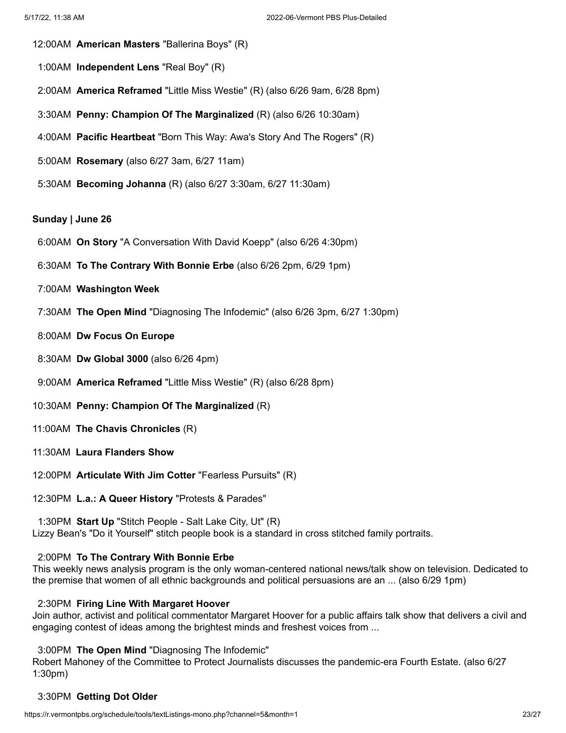12:00AM **American Masters** "Ballerina Boys" (R)

1:00AM **Independent Lens** "Real Boy" (R)

2:00AM **America Reframed** "Little Miss Westie" (R) (also 6/26 9am, 6/28 8pm)

3:30AM **Penny: Champion Of The Marginalized** (R) (also 6/26 10:30am)

4:00AM **Pacific Heartbeat** "Born This Way: Awa's Story And The Rogers" (R)

5:00AM **Rosemary** (also 6/27 3am, 6/27 11am)

5:30AM **Becoming Johanna** (R) (also 6/27 3:30am, 6/27 11:30am)

**Sunday | June 26**

6:00AM **On Story** "A Conversation With David Koepp" (also 6/26 4:30pm)

6:30AM **To The Contrary With Bonnie Erbe** (also 6/26 2pm, 6/29 1pm)

7:00AM **Washington Week**

7:30AM **The Open Mind** "Diagnosing The Infodemic" (also 6/26 3pm, 6/27 1:30pm)

8:00AM **Dw Focus On Europe**

8:30AM **Dw Global 3000** (also 6/26 4pm)

9:00AM **America Reframed** "Little Miss Westie" (R) (also 6/28 8pm)

10:30AM **Penny: Champion Of The Marginalized** (R)

11:00AM **The Chavis Chronicles** (R)

11:30AM **Laura Flanders Show**

12:00PM **Articulate With Jim Cotter** "Fearless Pursuits" (R)

12:30PM **L.a.: A Queer History** "Protests & Parades"

1:30PM **Start Up** "Stitch People - Salt Lake City, Ut" (R)
Lizzy Bean's "Do it Yourself" stitch people book is a standard in cross stitched family portraits.

2:00PM **To The Contrary With Bonnie Erbe**
This weekly news analysis program is the only woman-centered national news/talk show on television. Dedicated to the premise that women of all ethnic backgrounds and political persuasions are an ... (also 6/29 1pm)

2:30PM **Firing Line With Margaret Hoover**
Join author, activist and political commentator Margaret Hoover for a public affairs talk show that delivers a civil and engaging contest of ideas among the brightest minds and freshest voices from ...

3:00PM **The Open Mind** "Diagnosing The Infodemic"
Robert Mahoney of the Committee to Protect Journalists discusses the pandemic-era Fourth Estate. (also 6/27 1:30pm)

3:30PM **Getting Dot Older**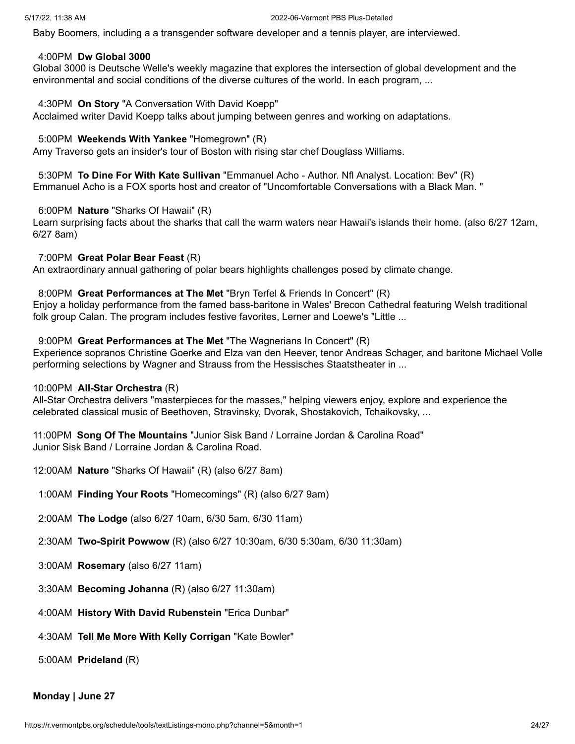Baby Boomers, including a a transgender software developer and a tennis player, are interviewed.

4:00PM **Dw Global 3000**
Global 3000 is Deutsche Welle's weekly magazine that explores the intersection of global development and the environmental and social conditions of the diverse cultures of the world. In each program, ...

4:30PM **On Story** "A Conversation With David Koepp"
Acclaimed writer David Koepp talks about jumping between genres and working on adaptations.

5:00PM **Weekends With Yankee** "Homegrown" (R)
Amy Traverso gets an insider's tour of Boston with rising star chef Douglass Williams.

5:30PM **To Dine For With Kate Sullivan** "Emmanuel Acho - Author. Nfl Analyst. Location: Bev" (R)
Emmanuel Acho is a FOX sports host and creator of "Uncomfortable Conversations with a Black Man. "

6:00PM **Nature** "Sharks Of Hawaii" (R)
Learn surprising facts about the sharks that call the warm waters near Hawaii's islands their home. (also 6/27 12am, 6/27 8am)

7:00PM **Great Polar Bear Feast** (R)
An extraordinary annual gathering of polar bears highlights challenges posed by climate change.

8:00PM **Great Performances at The Met** "Bryn Terfel & Friends In Concert" (R)
Enjoy a holiday performance from the famed bass-baritone in Wales' Brecon Cathedral featuring Welsh traditional folk group Calan. The program includes festive favorites, Lerner and Loewe's "Little ...

9:00PM **Great Performances at The Met** "The Wagnerians In Concert" (R)
Experience sopranos Christine Goerke and Elza van den Heever, tenor Andreas Schager, and baritone Michael Volle performing selections by Wagner and Strauss from the Hessisches Staatstheater in ...

10:00PM **All-Star Orchestra** (R)
All-Star Orchestra delivers "masterpieces for the masses," helping viewers enjoy, explore and experience the celebrated classical music of Beethoven, Stravinsky, Dvorak, Shostakovich, Tchaikovsky, ...

11:00PM **Song Of The Mountains** "Junior Sisk Band / Lorraine Jordan & Carolina Road"
Junior Sisk Band / Lorraine Jordan & Carolina Road.

12:00AM **Nature** "Sharks Of Hawaii" (R) (also 6/27 8am)

1:00AM **Finding Your Roots** "Homecomings" (R) (also 6/27 9am)

2:00AM **The Lodge** (also 6/27 10am, 6/30 5am, 6/30 11am)

2:30AM **Two-Spirit Powwow** (R) (also 6/27 10:30am, 6/30 5:30am, 6/30 11:30am)

3:00AM **Rosemary** (also 6/27 11am)

3:30AM **Becoming Johanna** (R) (also 6/27 11:30am)

4:00AM **History With David Rubenstein** "Erica Dunbar"

4:30AM **Tell Me More With Kelly Corrigan** "Kate Bowler"

5:00AM **Prideland** (R)

**Monday | June 27**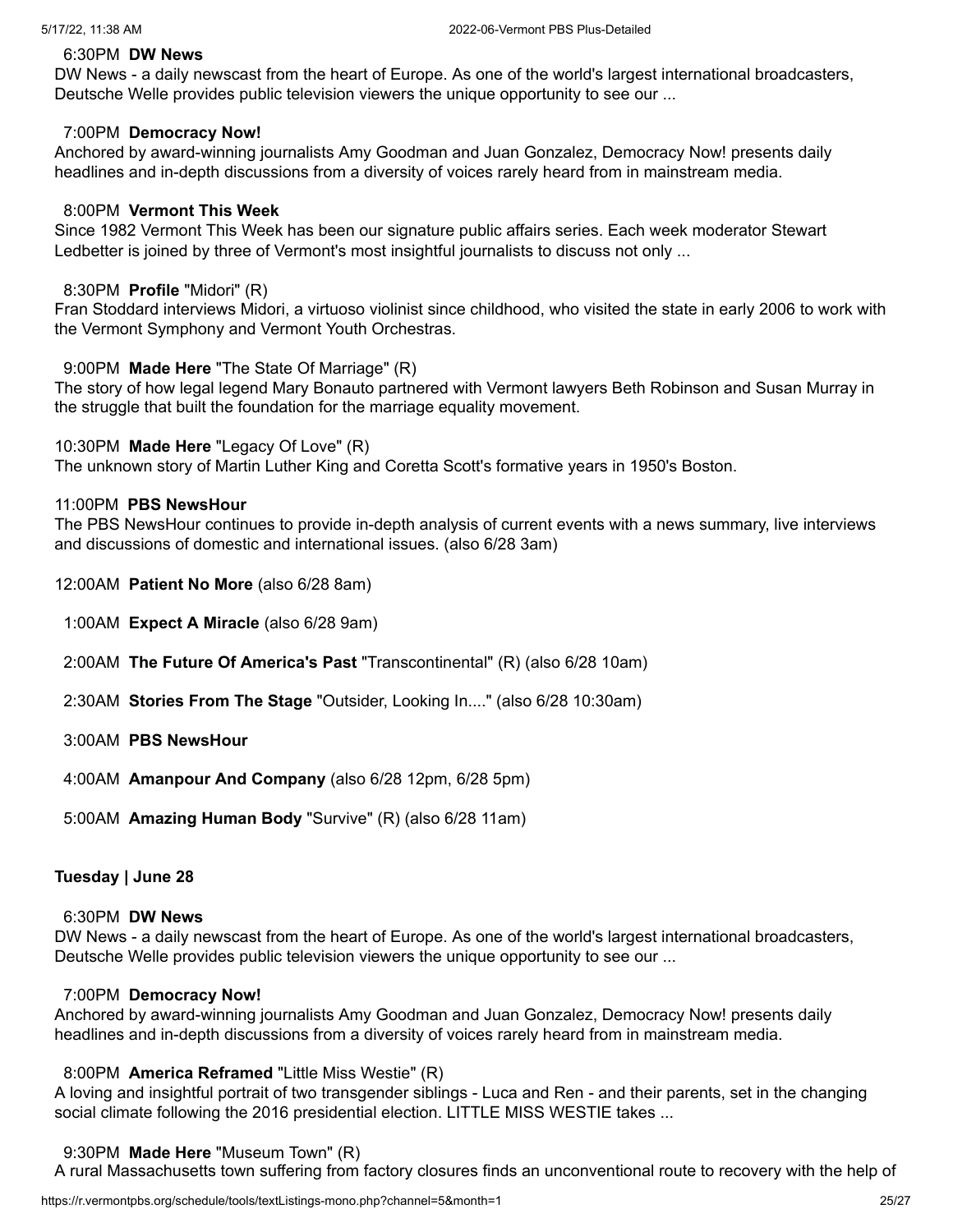6:30PM **DW News**
DW News - a daily newscast from the heart of Europe. As one of the world's largest international broadcasters, Deutsche Welle provides public television viewers the unique opportunity to see our ...

7:00PM **Democracy Now!**
Anchored by award-winning journalists Amy Goodman and Juan Gonzalez, Democracy Now! presents daily headlines and in-depth discussions from a diversity of voices rarely heard from in mainstream media.

8:00PM **Vermont This Week**
Since 1982 Vermont This Week has been our signature public affairs series. Each week moderator Stewart Ledbetter is joined by three of Vermont's most insightful journalists to discuss not only ...

8:30PM **Profile** "Midori" (R)
Fran Stoddard interviews Midori, a virtuoso violinist since childhood, who visited the state in early 2006 to work with the Vermont Symphony and Vermont Youth Orchestras.

9:00PM **Made Here** "The State Of Marriage" (R)
The story of how legal legend Mary Bonauto partnered with Vermont lawyers Beth Robinson and Susan Murray in the struggle that built the foundation for the marriage equality movement.

10:30PM **Made Here** "Legacy Of Love" (R)
The unknown story of Martin Luther King and Coretta Scott's formative years in 1950's Boston.

11:00PM **PBS NewsHour**
The PBS NewsHour continues to provide in-depth analysis of current events with a news summary, live interviews and discussions of domestic and international issues. (also 6/28 3am)

12:00AM **Patient No More** (also 6/28 8am)

1:00AM **Expect A Miracle** (also 6/28 9am)

2:00AM **The Future Of America's Past** "Transcontinental" (R) (also 6/28 10am)

2:30AM **Stories From The Stage** "Outsider, Looking In...." (also 6/28 10:30am)

3:00AM **PBS NewsHour**

4:00AM **Amanpour And Company** (also 6/28 12pm, 6/28 5pm)

5:00AM **Amazing Human Body** "Survive" (R) (also 6/28 11am)

**Tuesday | June 28**

6:30PM **DW News**
DW News - a daily newscast from the heart of Europe. As one of the world's largest international broadcasters, Deutsche Welle provides public television viewers the unique opportunity to see our ...

7:00PM **Democracy Now!**
Anchored by award-winning journalists Amy Goodman and Juan Gonzalez, Democracy Now! presents daily headlines and in-depth discussions from a diversity of voices rarely heard from in mainstream media.

8:00PM **America Reframed** "Little Miss Westie" (R)
A loving and insightful portrait of two transgender siblings - Luca and Ren - and their parents, set in the changing social climate following the 2016 presidential election. LITTLE MISS WESTIE takes ...

9:30PM **Made Here** "Museum Town" (R)
A rural Massachusetts town suffering from factory closures finds an unconventional route to recovery with the help of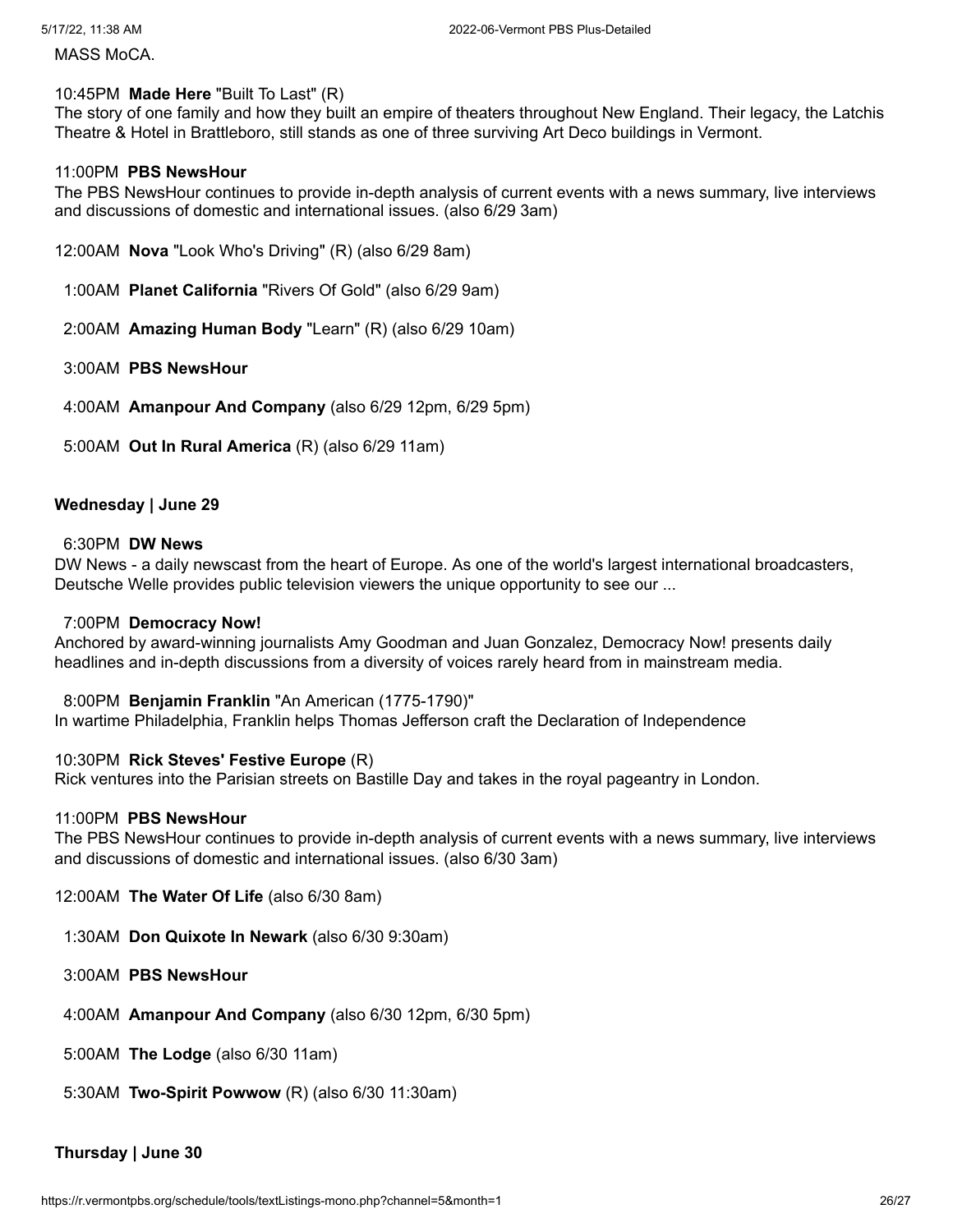MASS MoCA.

10:45PM **Made Here** "Built To Last" (R)
The story of one family and how they built an empire of theaters throughout New England. Their legacy, the Latchis Theatre & Hotel in Brattleboro, still stands as one of three surviving Art Deco buildings in Vermont.

11:00PM **PBS NewsHour**
The PBS NewsHour continues to provide in-depth analysis of current events with a news summary, live interviews and discussions of domestic and international issues. (also 6/29 3am)

12:00AM **Nova** "Look Who's Driving" (R) (also 6/29 8am)

1:00AM **Planet California** "Rivers Of Gold" (also 6/29 9am)

2:00AM **Amazing Human Body** "Learn" (R) (also 6/29 10am)

3:00AM **PBS NewsHour**

4:00AM **Amanpour And Company** (also 6/29 12pm, 6/29 5pm)

5:00AM **Out In Rural America** (R) (also 6/29 11am)

**Wednesday | June 29**

6:30PM **DW News**
DW News - a daily newscast from the heart of Europe. As one of the world's largest international broadcasters, Deutsche Welle provides public television viewers the unique opportunity to see our ...

7:00PM **Democracy Now!**
Anchored by award-winning journalists Amy Goodman and Juan Gonzalez, Democracy Now! presents daily headlines and in-depth discussions from a diversity of voices rarely heard from in mainstream media.

8:00PM **Benjamin Franklin** "An American (1775-1790)"
In wartime Philadelphia, Franklin helps Thomas Jefferson craft the Declaration of Independence

10:30PM **Rick Steves' Festive Europe** (R)
Rick ventures into the Parisian streets on Bastille Day and takes in the royal pageantry in London.

11:00PM **PBS NewsHour**
The PBS NewsHour continues to provide in-depth analysis of current events with a news summary, live interviews and discussions of domestic and international issues. (also 6/30 3am)

12:00AM **The Water Of Life** (also 6/30 8am)

1:30AM **Don Quixote In Newark** (also 6/30 9:30am)

3:00AM **PBS NewsHour**

4:00AM **Amanpour And Company** (also 6/30 12pm, 6/30 5pm)

5:00AM **The Lodge** (also 6/30 11am)

5:30AM **Two-Spirit Powwow** (R) (also 6/30 11:30am)

**Thursday | June 30**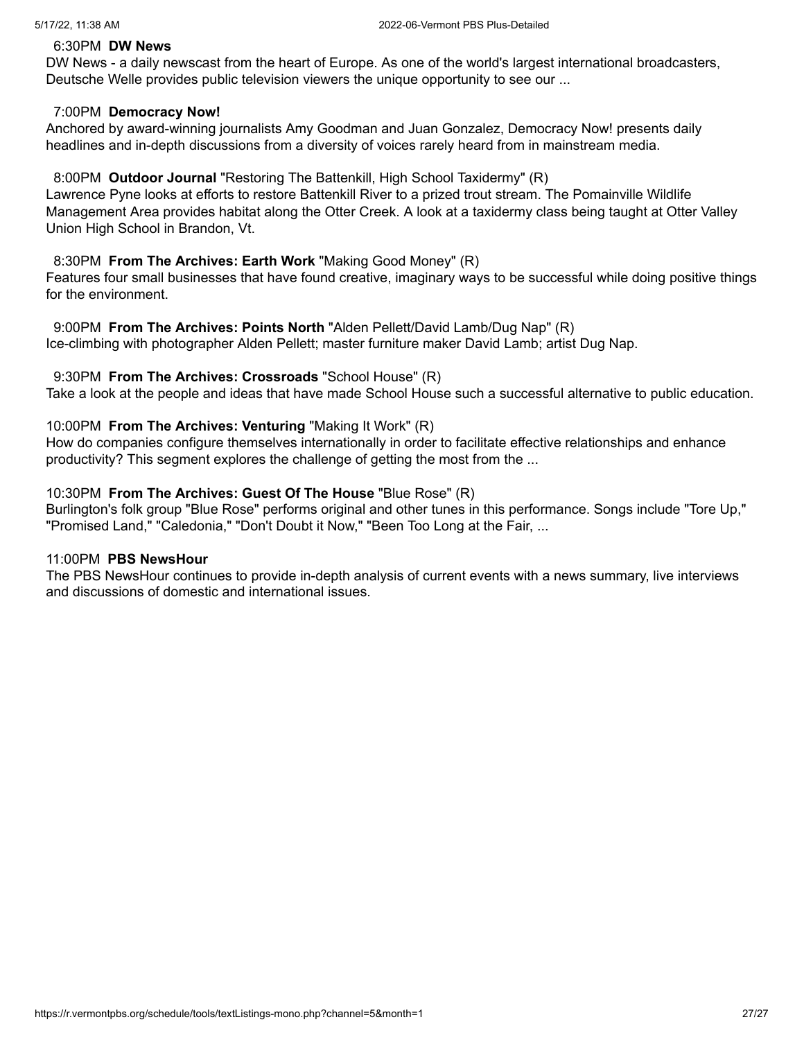6:30PM **DW News**
DW News - a daily newscast from the heart of Europe. As one of the world's largest international broadcasters, Deutsche Welle provides public television viewers the unique opportunity to see our ...

7:00PM **Democracy Now!**
Anchored by award-winning journalists Amy Goodman and Juan Gonzalez, Democracy Now! presents daily headlines and in-depth discussions from a diversity of voices rarely heard from in mainstream media.

8:00PM **Outdoor Journal** "Restoring The Battenkill, High School Taxidermy" (R)
Lawrence Pyne looks at efforts to restore Battenkill River to a prized trout stream. The Pomainville Wildlife Management Area provides habitat along the Otter Creek. A look at a taxidermy class being taught at Otter Valley Union High School in Brandon, Vt.

8:30PM **From The Archives: Earth Work** "Making Good Money" (R)
Features four small businesses that have found creative, imaginary ways to be successful while doing positive things for the environment.

9:00PM **From The Archives: Points North** "Alden Pellett/David Lamb/Dug Nap" (R)
Ice-climbing with photographer Alden Pellett; master furniture maker David Lamb; artist Dug Nap.

9:30PM **From The Archives: Crossroads** "School House" (R)
Take a look at the people and ideas that have made School House such a successful alternative to public education.

10:00PM **From The Archives: Venturing** "Making It Work" (R)
How do companies configure themselves internationally in order to facilitate effective relationships and enhance productivity? This segment explores the challenge of getting the most from the ...

10:30PM **From The Archives: Guest Of The House** "Blue Rose" (R)
Burlington's folk group "Blue Rose" performs original and other tunes in this performance. Songs include "Tore Up," "Promised Land," "Caledonia," "Don't Doubt it Now," "Been Too Long at the Fair, ...

11:00PM **PBS NewsHour**
The PBS NewsHour continues to provide in-depth analysis of current events with a news summary, live interviews and discussions of domestic and international issues.